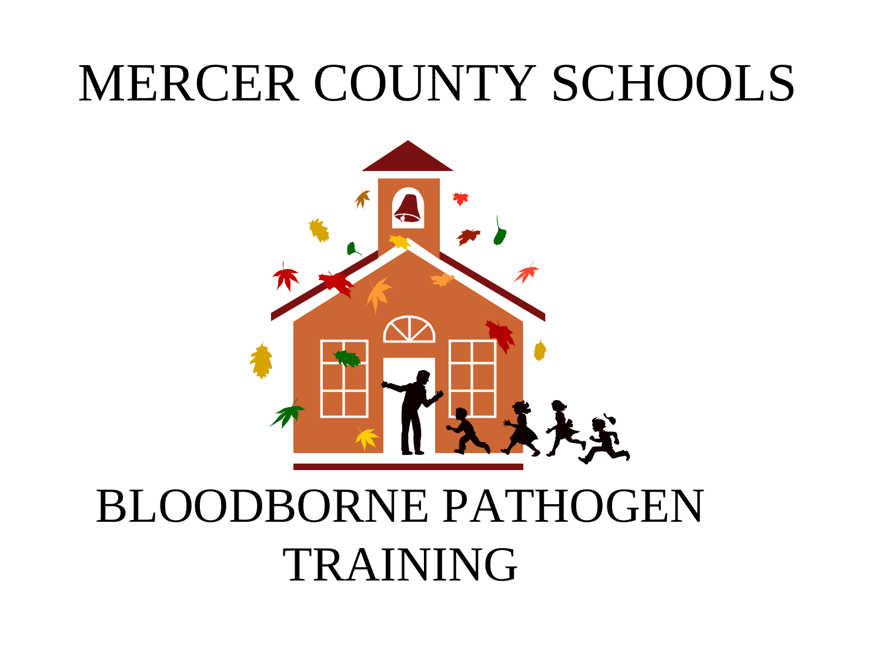# MERCER COUNTY SCHOOLS

# BLOODBORNE PATHOGEN TRAINING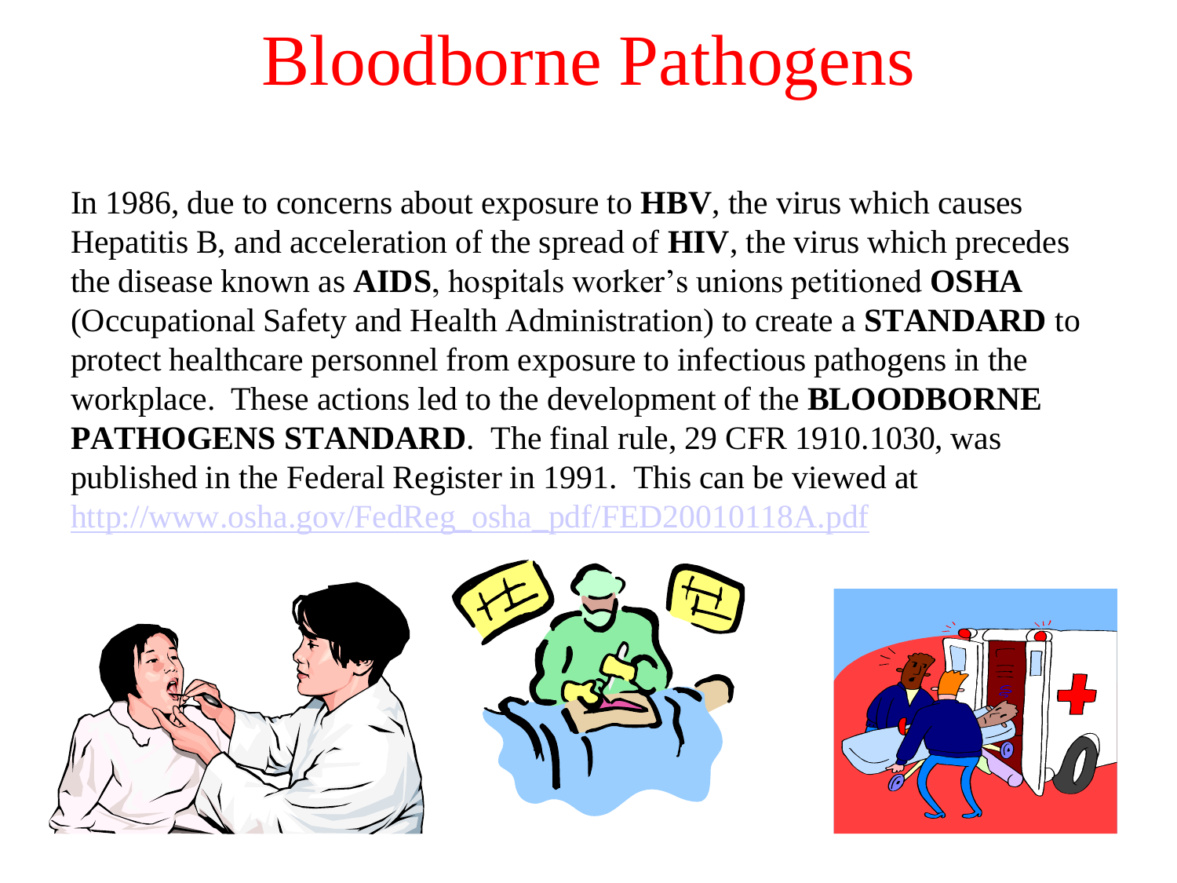# Bloodborne Pathogens

In 1986, due to concerns about exposure to **HBV**, the virus which causes Hepatitis B, and acceleration of the spread of **HIV**, the virus which precedes the disease known as **AIDS**, hospitals worker's unions petitioned **OSHA** (Occupational Safety and Health Administration) to create a **STANDARD** to protect healthcare personnel from exposure to infectious pathogens in the workplace. These actions led to the development of the **BLOODBORNE PATHOGENS STANDARD**. The final rule, 29 CFR 1910.1030, was published in the Federal Register in 1991. This can be viewed at http://www.osha.gov/FedReg_osha_pdf/FED20010118A.pdf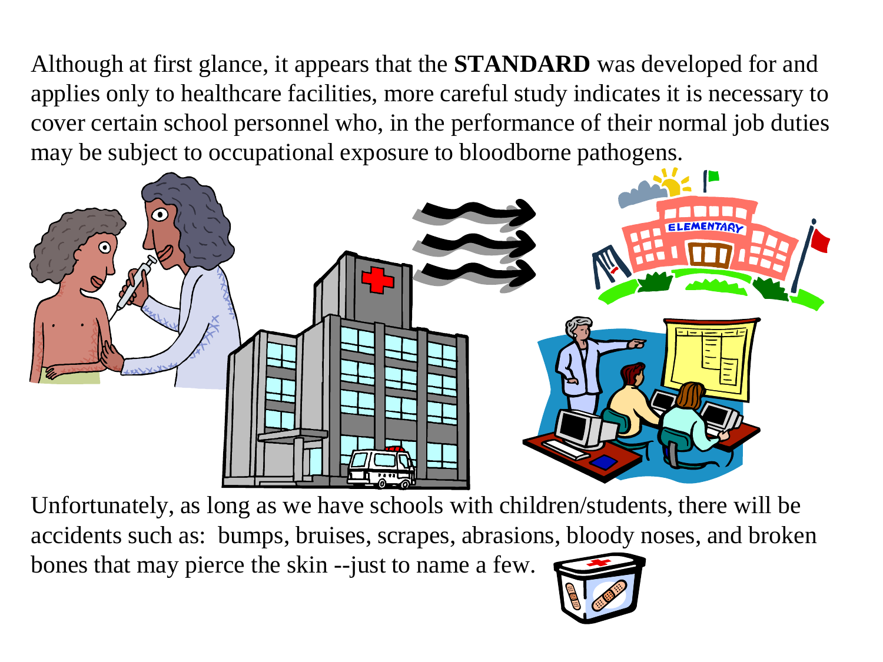Although at first glance, it appears that the **STANDARD** was developed for and applies only to healthcare facilities, more careful study indicates it is necessary to cover certain school personnel who, in the performance of their normal job duties may be subject to occupational exposure to bloodborne pathogens.

Unfortunately, as long as we have schools with children/students, there will be accidents such as: bumps, bruises, scrapes, abrasions, bloody noses, and broken bones that may pierce the skin --just to name a few.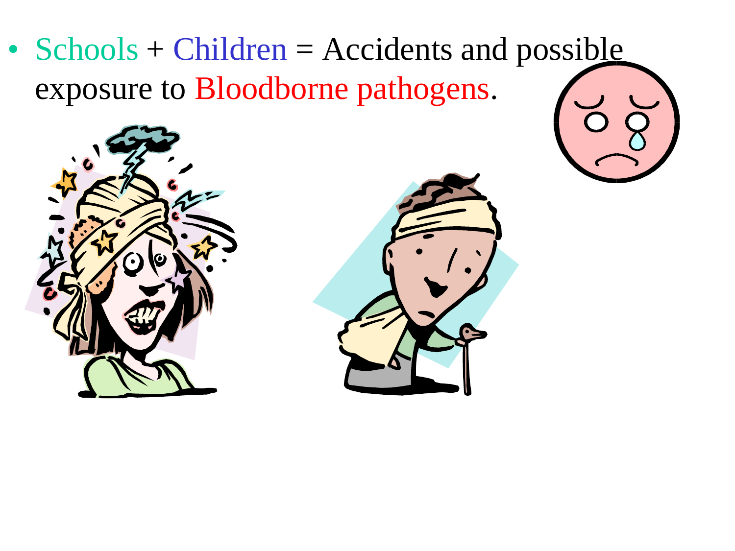- Schools + Children = Accidents and possible exposure to Bloodborne pathogens.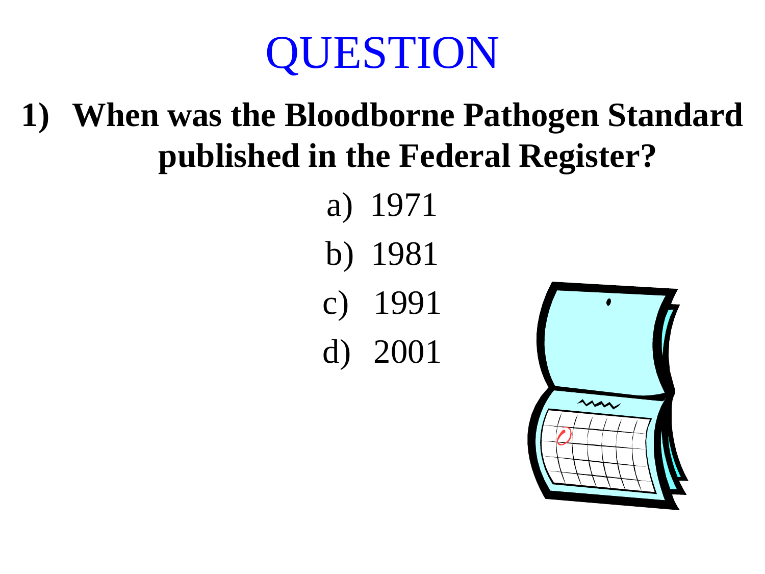# QUESTION

**1) When was the Bloodborne Pathogen Standard published in the Federal Register?**

a) 1971

b) 1981

c) 1991

d) 2001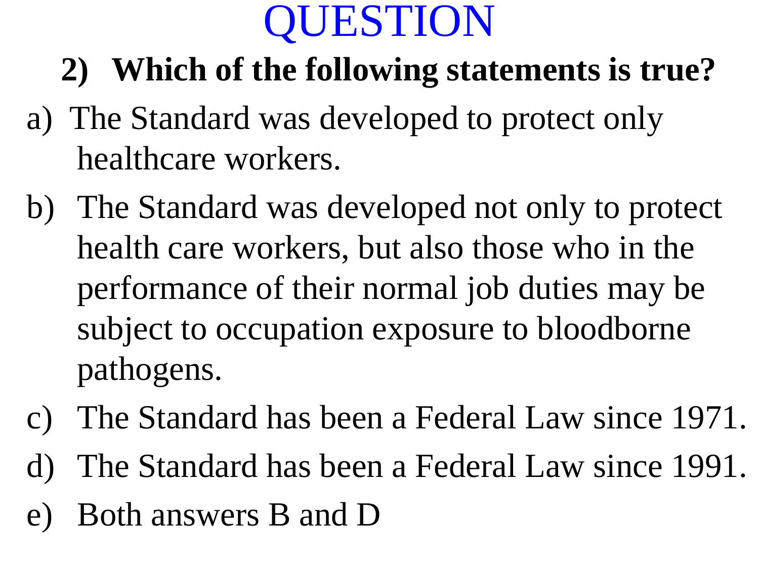# QUESTION

**2) Which of the following statements is true?**

a) The Standard was developed to protect only healthcare workers.

b) The Standard was developed not only to protect health care workers, but also those who in the performance of their normal job duties may be subject to occupation exposure to bloodborne pathogens.

c) The Standard has been a Federal Law since 1971.

d) The Standard has been a Federal Law since 1991.

e) Both answers B and D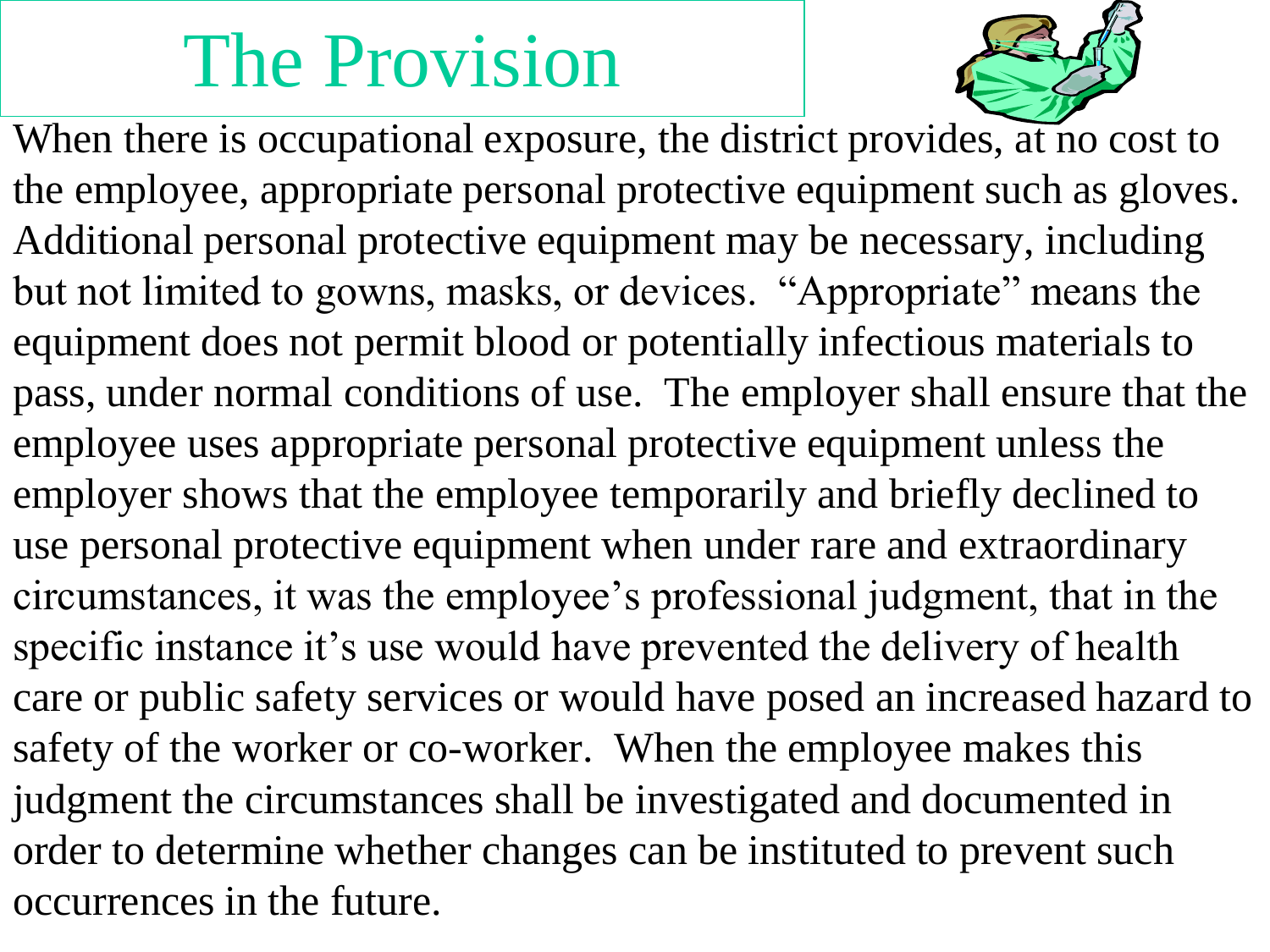# The Provision

When there is occupational exposure, the district provides, at no cost to the employee, appropriate personal protective equipment such as gloves. Additional personal protective equipment may be necessary, including but not limited to gowns, masks, or devices. "Appropriate" means the equipment does not permit blood or potentially infectious materials to pass, under normal conditions of use. The employer shall ensure that the employee uses appropriate personal protective equipment unless the employer shows that the employee temporarily and briefly declined to use personal protective equipment when under rare and extraordinary circumstances, it was the employee's professional judgment, that in the specific instance it's use would have prevented the delivery of health care or public safety services or would have posed an increased hazard to safety of the worker or co-worker. When the employee makes this judgment the circumstances shall be investigated and documented in order to determine whether changes can be instituted to prevent such occurrences in the future.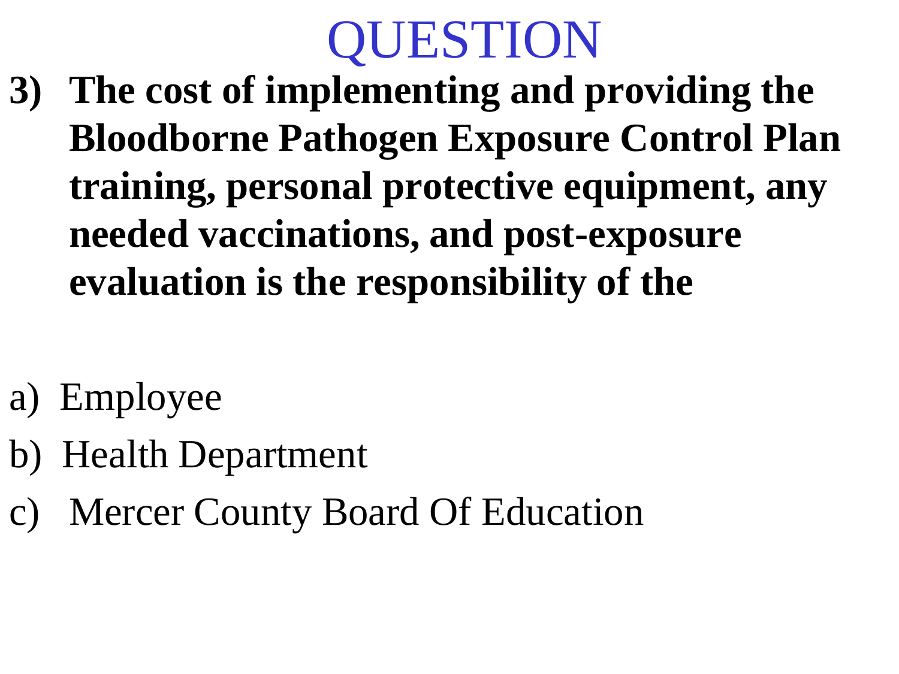# QUESTION

**3) The cost of implementing and providing the Bloodborne Pathogen Exposure Control Plan training, personal protective equipment, any needed vaccinations, and post-exposure evaluation is the responsibility of the**

a) Employee

b) Health Department

c) Mercer County Board Of Education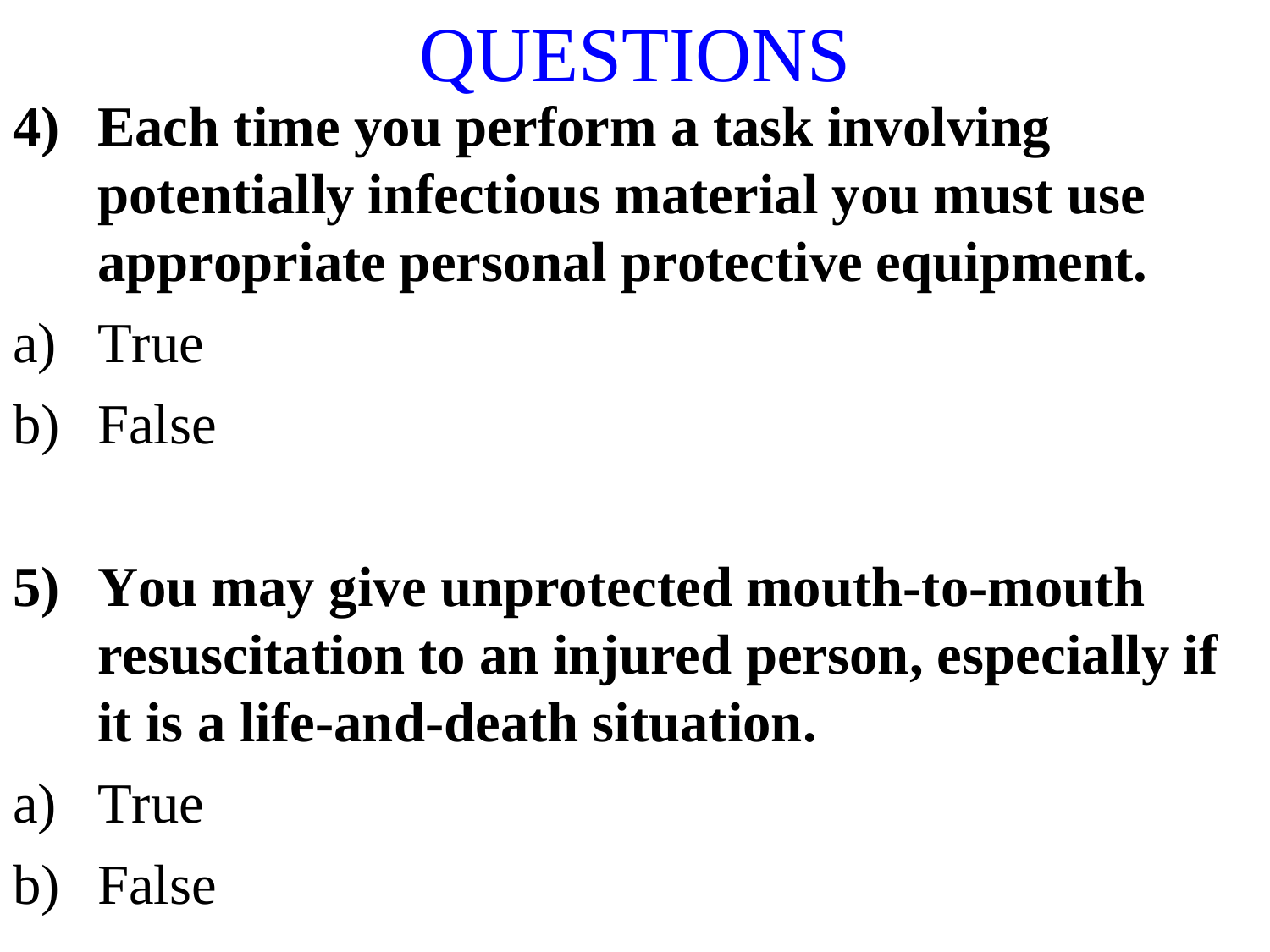# QUESTIONS

**4) Each time you perform a task involving potentially infectious material you must use appropriate personal protective equipment.**

a) True

b) False

**5) You may give unprotected mouth-to-mouth resuscitation to an injured person, especially if it is a life-and-death situation.**

a) True

b) False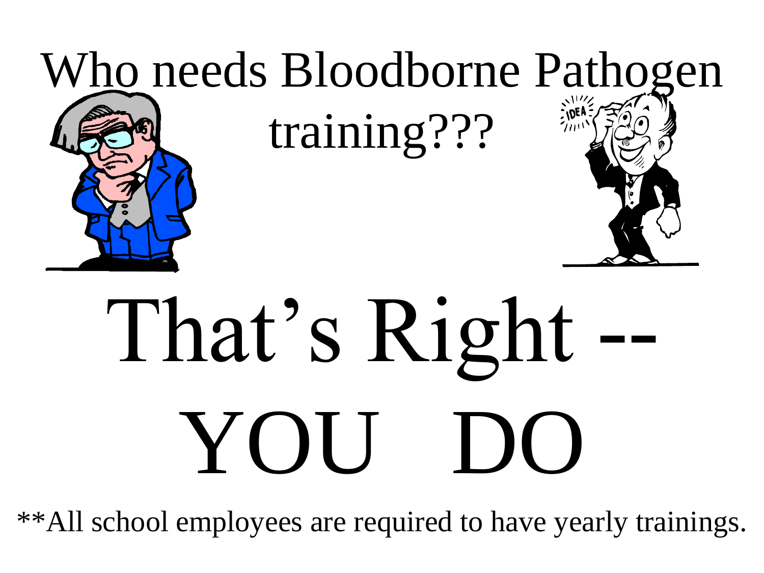# Who needs Bloodborne Pathogen training???

# That's Right -- YOU DO

**All school employees are required to have yearly trainings.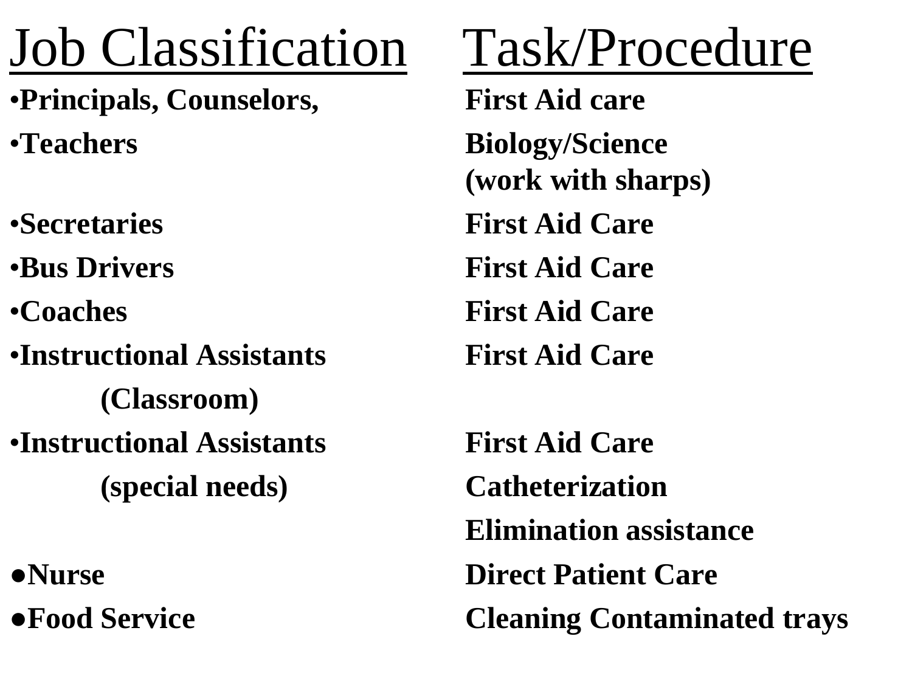| Job Classification | Task/Procedure |
| --- | --- |
| •Principals, Counselors, | First Aid care |
| •Teachers | Biology/Science (work with sharps) |
| •Secretaries | First Aid Care |
| •Bus Drivers | First Aid Care |
| •Coaches | First Aid Care |
| •Instructional Assistants (Classroom) | First Aid Care |
| •Instructional Assistants (special needs) | First Aid Care<br>Catheterization<br>Elimination assistance |
| ●Nurse | Direct Patient Care |
| ●Food Service | Cleaning Contaminated trays |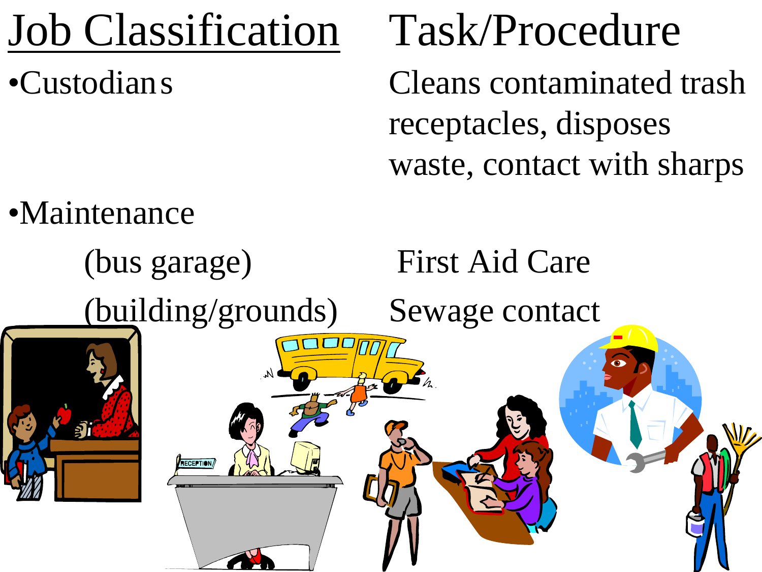| Job Classification | Task/Procedure |
|---|---|
| •Custodians | Cleans contaminated trash receptacles, disposes waste, contact with sharps |
| •Maintenance | |
| (bus garage) | First Aid Care |
| (building/grounds) | Sewage contact |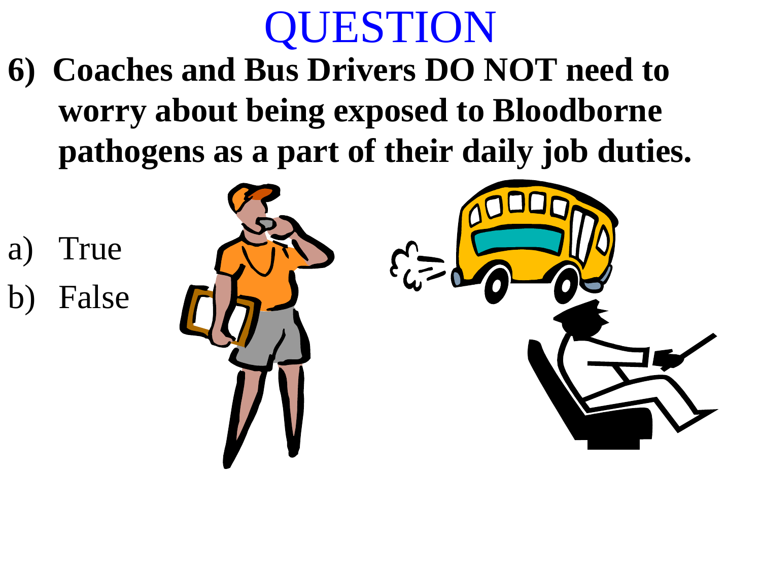# QUESTION

**6) Coaches and Bus Drivers DO NOT need to worry about being exposed to Bloodborne pathogens as a part of their daily job duties.**

a) True

b) False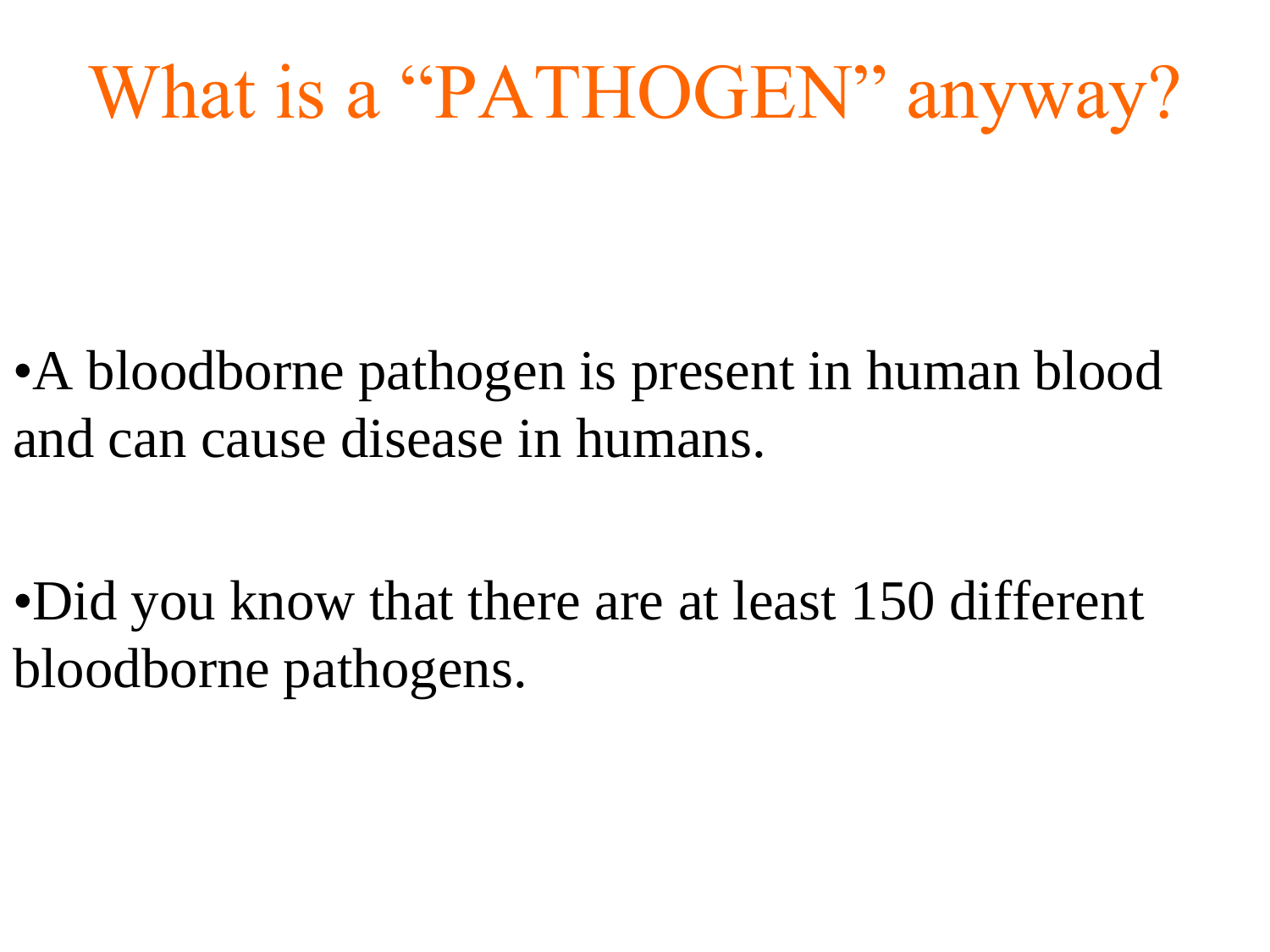# What is a "PATHOGEN" anyway?

- A bloodborne pathogen is present in human blood and can cause disease in humans.

- Did you know that there are at least 150 different bloodborne pathogens.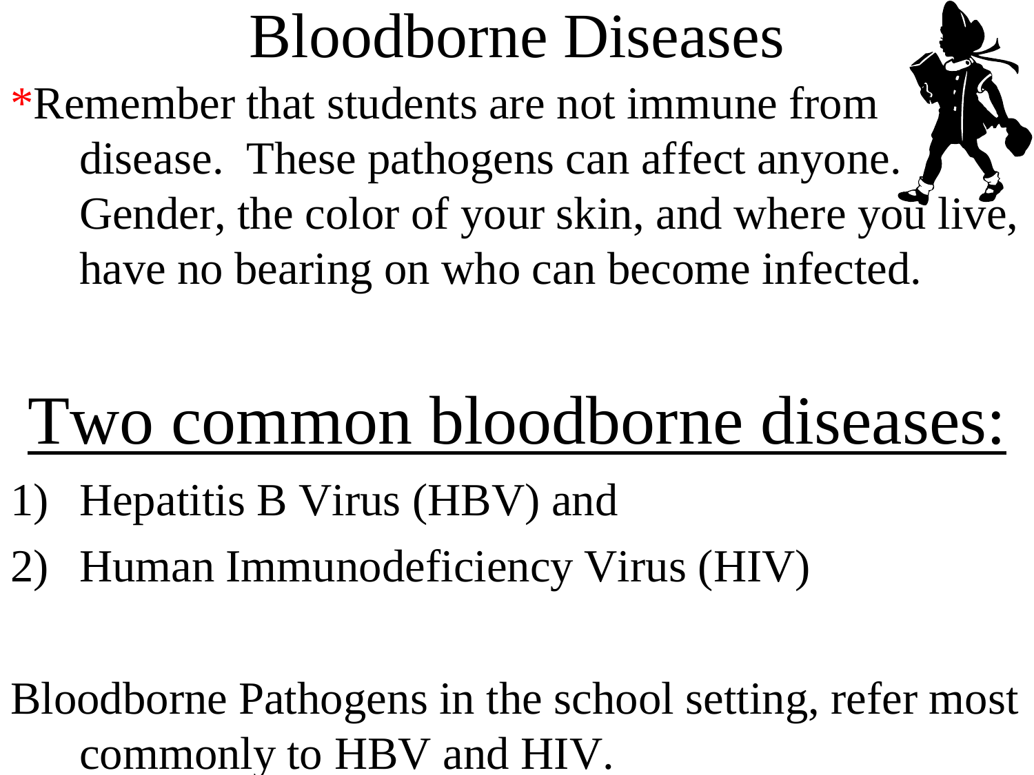# Bloodborne Diseases

*Remember that students are not immune from disease. These pathogens can affect anyone. Gender, the color of your skin, and where you live, have no bearing on who can become infected.

## Two common bloodborne diseases:

1) Hepatitis B Virus (HBV) and
2) Human Immunodeficiency Virus (HIV)

Bloodborne Pathogens in the school setting, refer most commonly to HBV and HIV.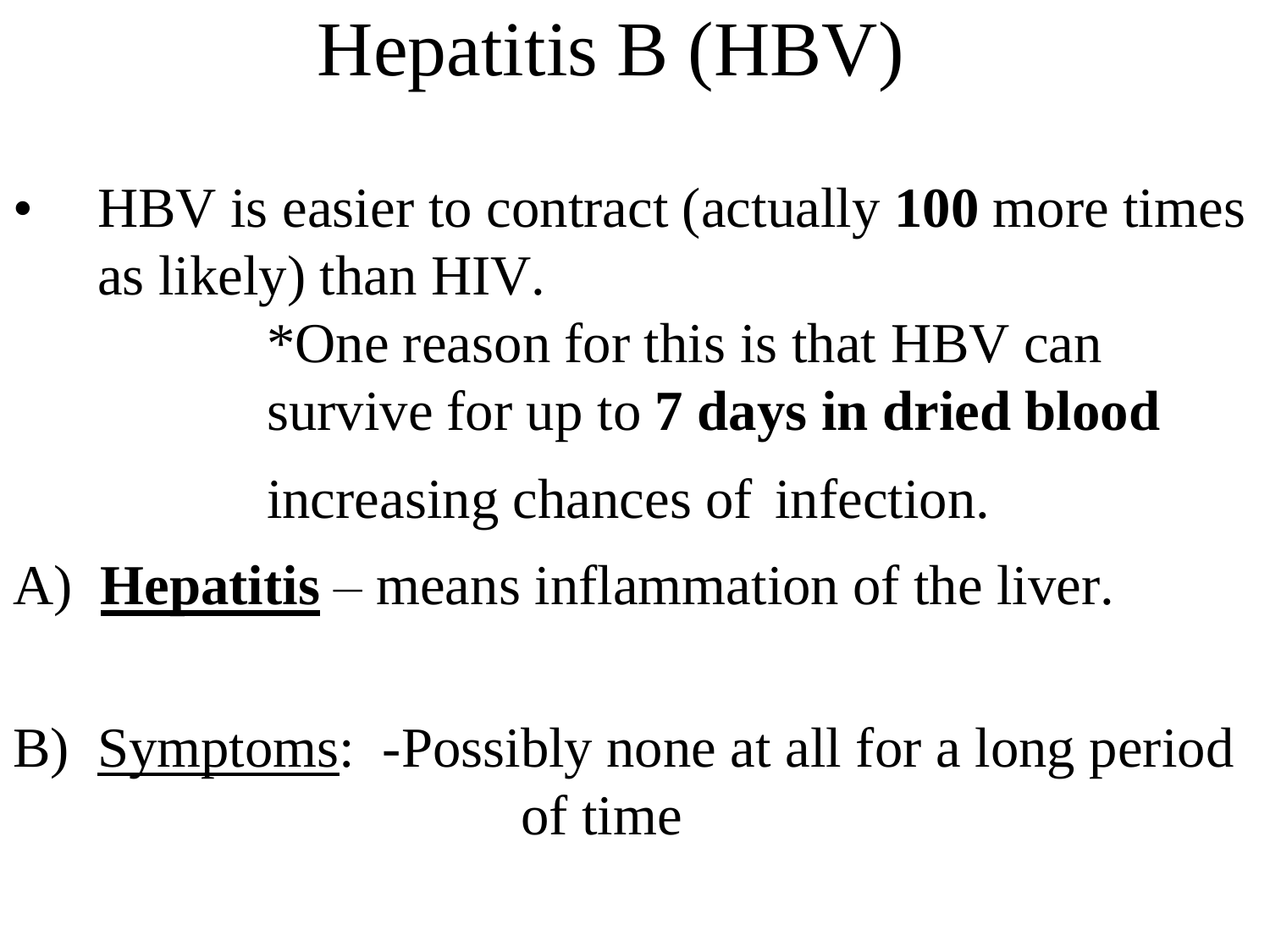# Hepatitis B (HBV)

- HBV is easier to contract (actually **100** more times as likely) than HIV.

  *One reason for this is that HBV can survive for up to **7 days in dried blood** increasing chances of infection.

A) <u>**Hepatitis**</u> – means inflammation of the liver.

B) <u>Symptoms</u>: -Possibly none at all for a long period of time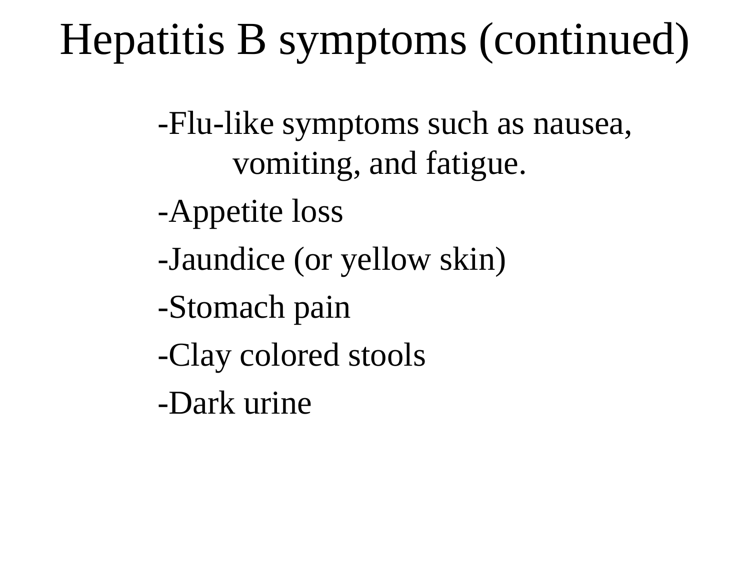# Hepatitis B symptoms (continued)

-Flu-like symptoms such as nausea, vomiting, and fatigue.

-Appetite loss

-Jaundice (or yellow skin)

-Stomach pain

-Clay colored stools

-Dark urine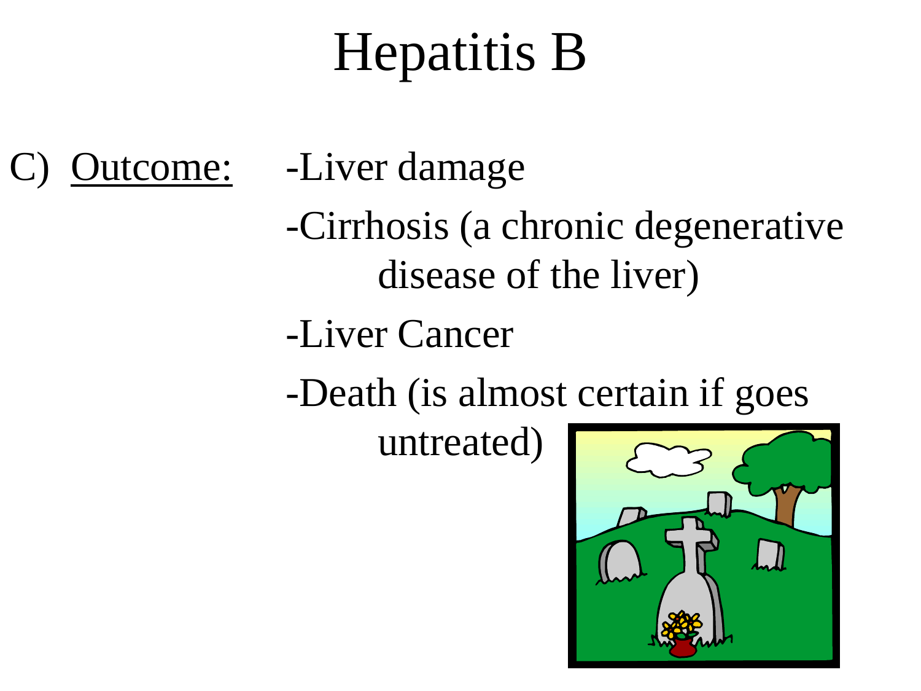# Hepatitis B

C) <u>Outcome:</u>

- -Liver damage
- -Cirrhosis (a chronic degenerative disease of the liver)
- -Liver Cancer
- -Death (is almost certain if goes untreated)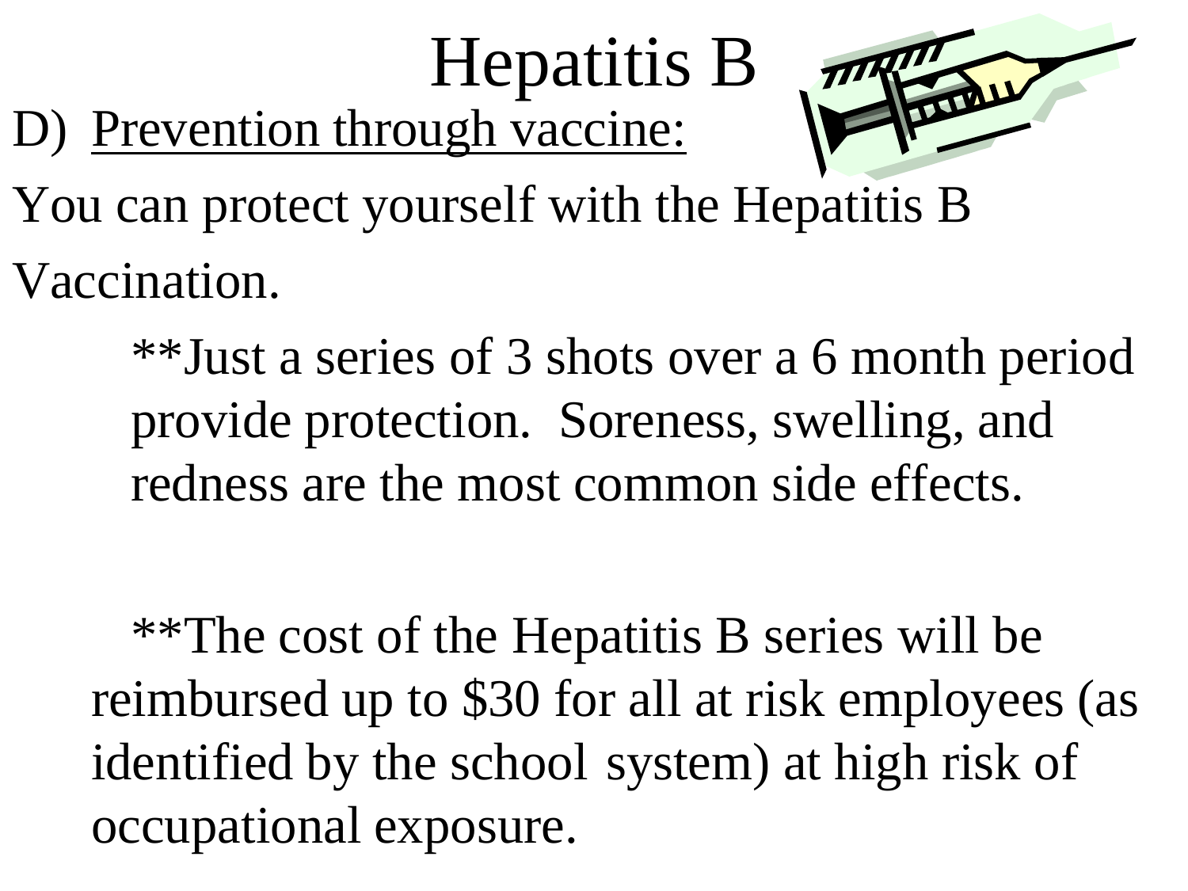# Hepatitis B

D) <u>Prevention through vaccine:</u>

You can protect yourself with the Hepatitis B Vaccination.

**Just a series of 3 shots over a 6 month period provide protection. Soreness, swelling, and redness are the most common side effects.

**The cost of the Hepatitis B series will be reimbursed up to $30 for all at risk employees (as identified by the school system) at high risk of occupational exposure.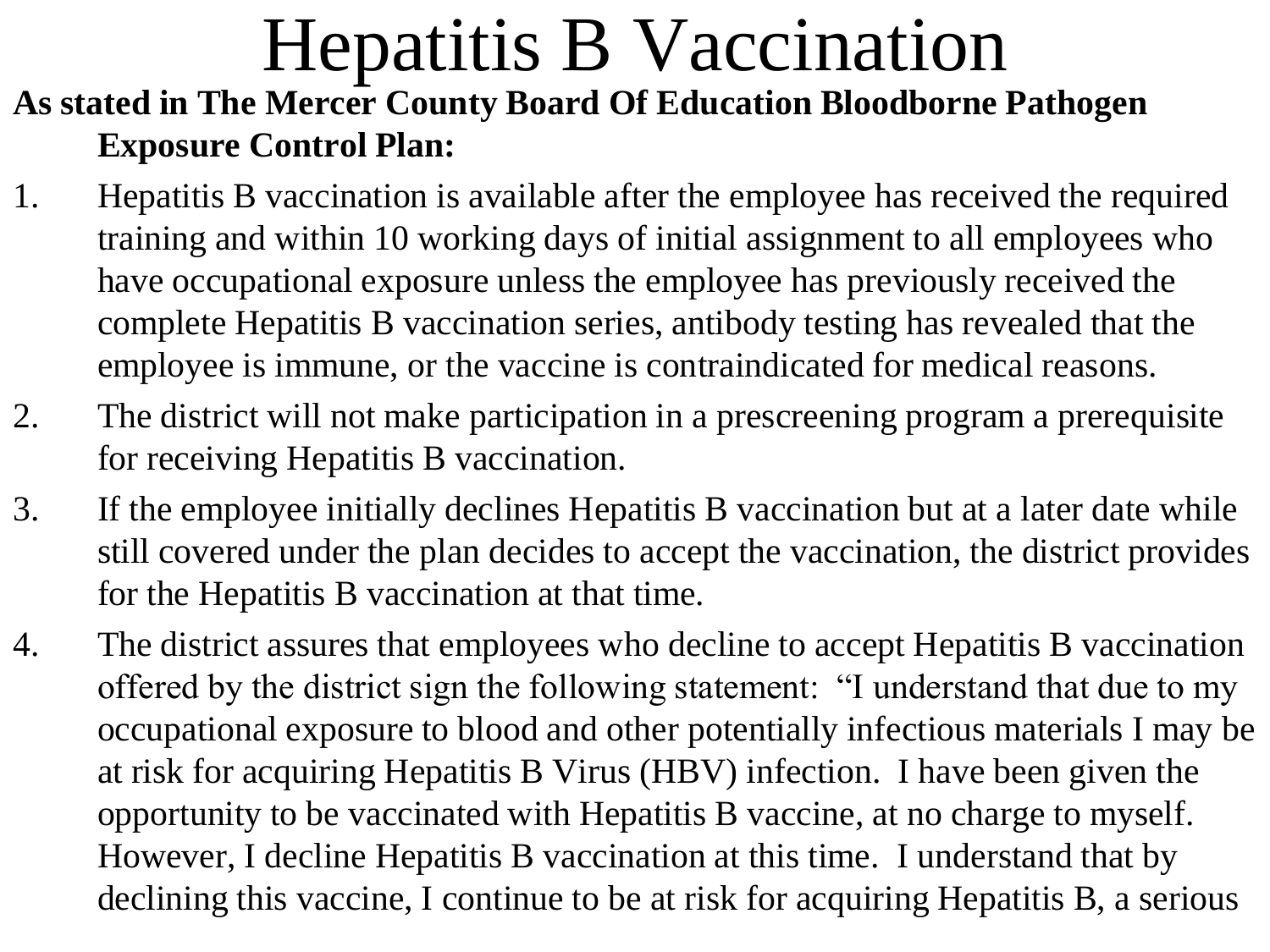# Hepatitis B Vaccination

**As stated in The Mercer County Board Of Education Bloodborne Pathogen Exposure Control Plan:**

1. Hepatitis B vaccination is available after the employee has received the required training and within 10 working days of initial assignment to all employees who have occupational exposure unless the employee has previously received the complete Hepatitis B vaccination series, antibody testing has revealed that the employee is immune, or the vaccine is contraindicated for medical reasons.
2. The district will not make participation in a prescreening program a prerequisite for receiving Hepatitis B vaccination.
3. If the employee initially declines Hepatitis B vaccination but at a later date while still covered under the plan decides to accept the vaccination, the district provides for the Hepatitis B vaccination at that time.
4. The district assures that employees who decline to accept Hepatitis B vaccination offered by the district sign the following statement: "I understand that due to my occupational exposure to blood and other potentially infectious materials I may be at risk for acquiring Hepatitis B Virus (HBV) infection. I have been given the opportunity to be vaccinated with Hepatitis B vaccine, at no charge to myself. However, I decline Hepatitis B vaccination at this time. I understand that by declining this vaccine, I continue to be at risk for acquiring Hepatitis B, a serious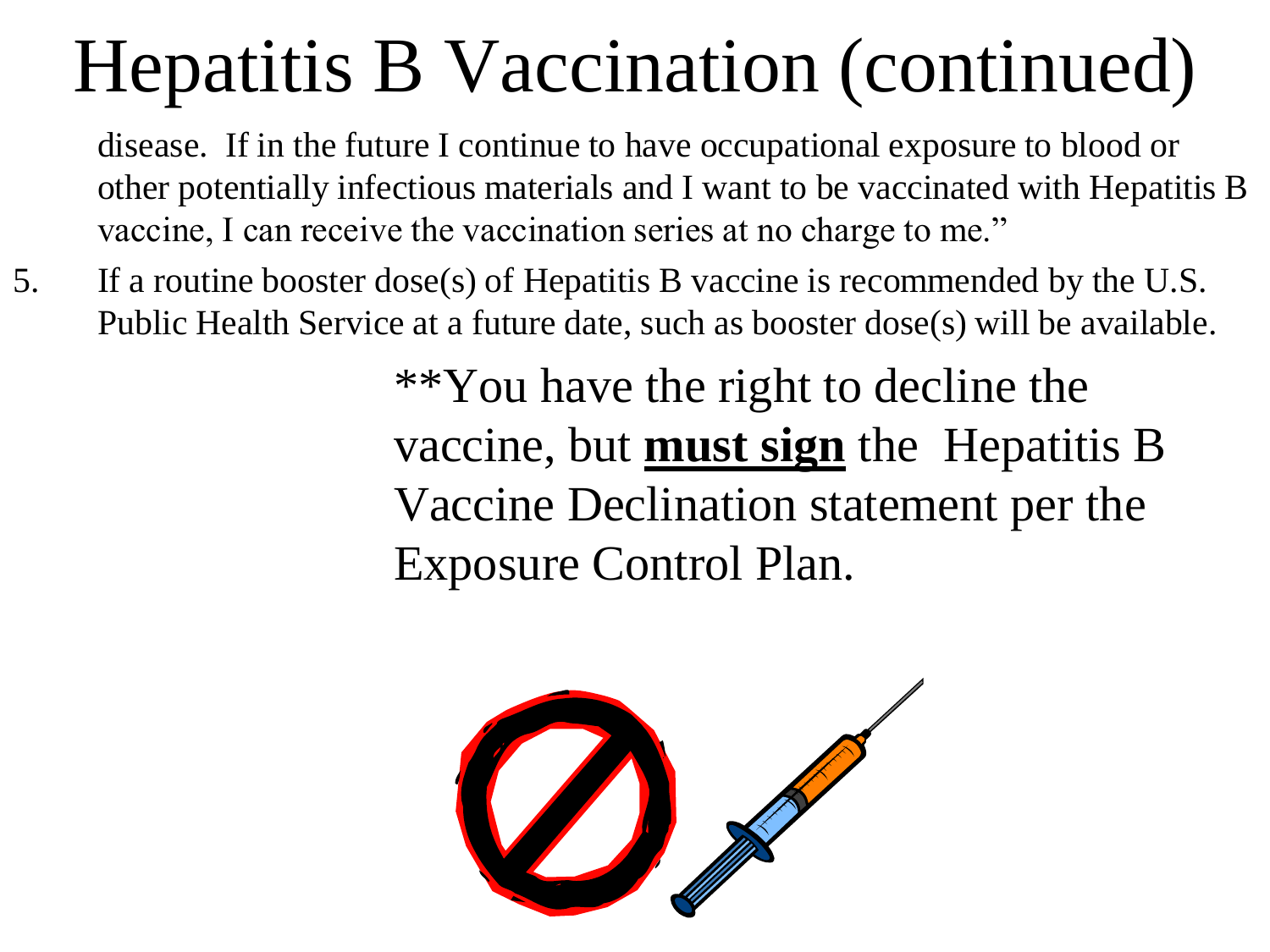# Hepatitis B Vaccination (continued)

disease. If in the future I continue to have occupational exposure to blood or other potentially infectious materials and I want to be vaccinated with Hepatitis B vaccine, I can receive the vaccination series at no charge to me."

5. If a routine booster dose(s) of Hepatitis B vaccine is recommended by the U.S. Public Health Service at a future date, such as booster dose(s) will be available.

**You have the right to decline the vaccine, but <u>**must sign**</u> the Hepatitis B Vaccine Declination statement per the Exposure Control Plan.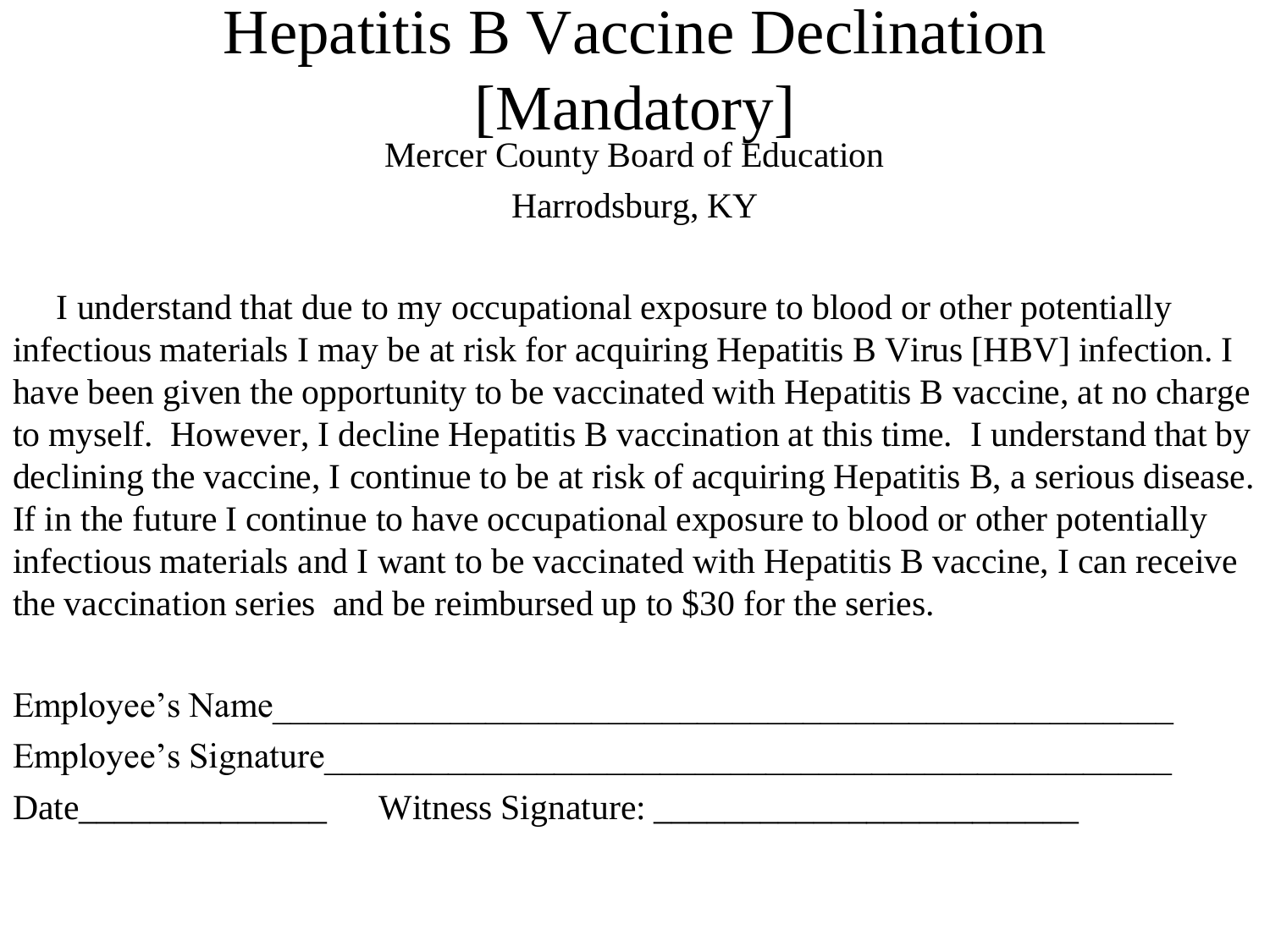# Hepatitis B Vaccine Declination [Mandatory]

Mercer County Board of Education

Harrodsburg, KY

I understand that due to my occupational exposure to blood or other potentially infectious materials I may be at risk for acquiring Hepatitis B Virus [HBV] infection. I have been given the opportunity to be vaccinated with Hepatitis B vaccine, at no charge to myself. However, I decline Hepatitis B vaccination at this time. I understand that by declining the vaccine, I continue to be at risk of acquiring Hepatitis B, a serious disease. If in the future I continue to have occupational exposure to blood or other potentially infectious materials and I want to be vaccinated with Hepatitis B vaccine, I can receive the vaccination series and be reimbursed up to $30 for the series.

Employee's Name_______________________________________________

Employee's Signature____________________________________________

Date______________ Witness Signature: ________________________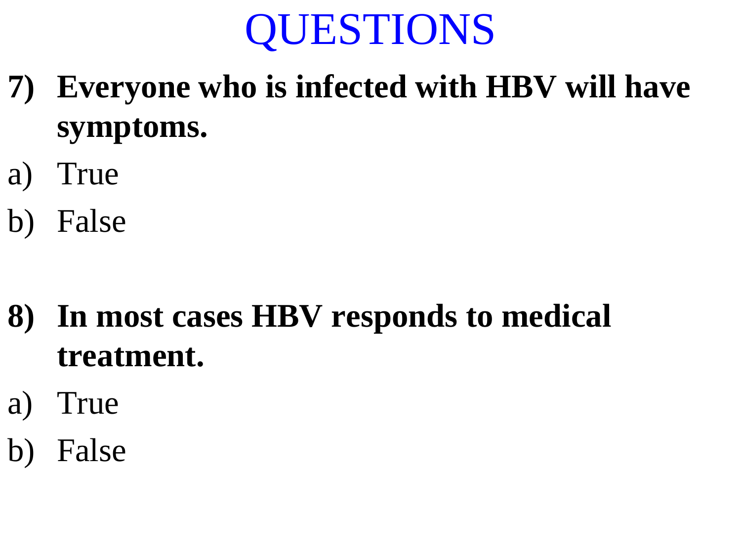# QUESTIONS

**7) Everyone who is infected with HBV will have symptoms.**

a) True

b) False

**8) In most cases HBV responds to medical treatment.**

a) True

b) False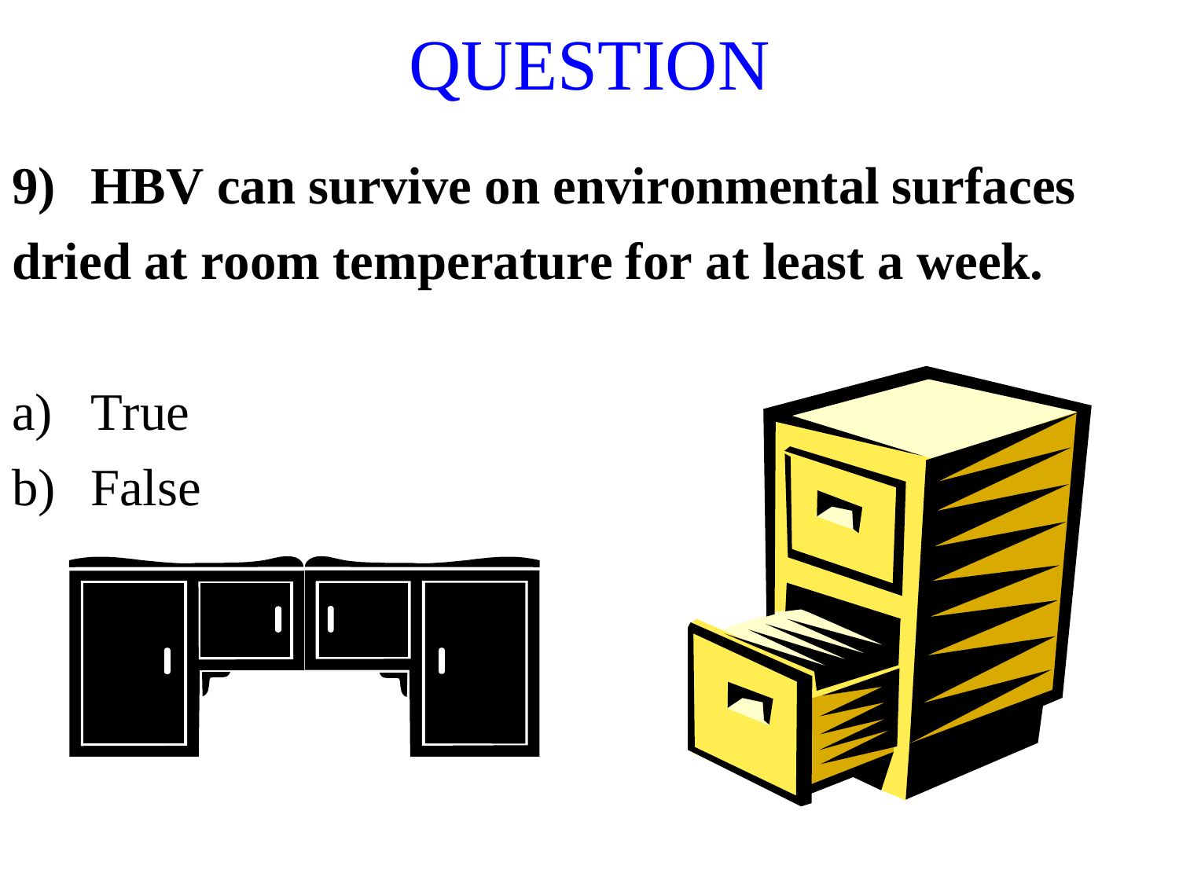# QUESTION

**9) HBV can survive on environmental surfaces dried at room temperature for at least a week.**

a) True

b) False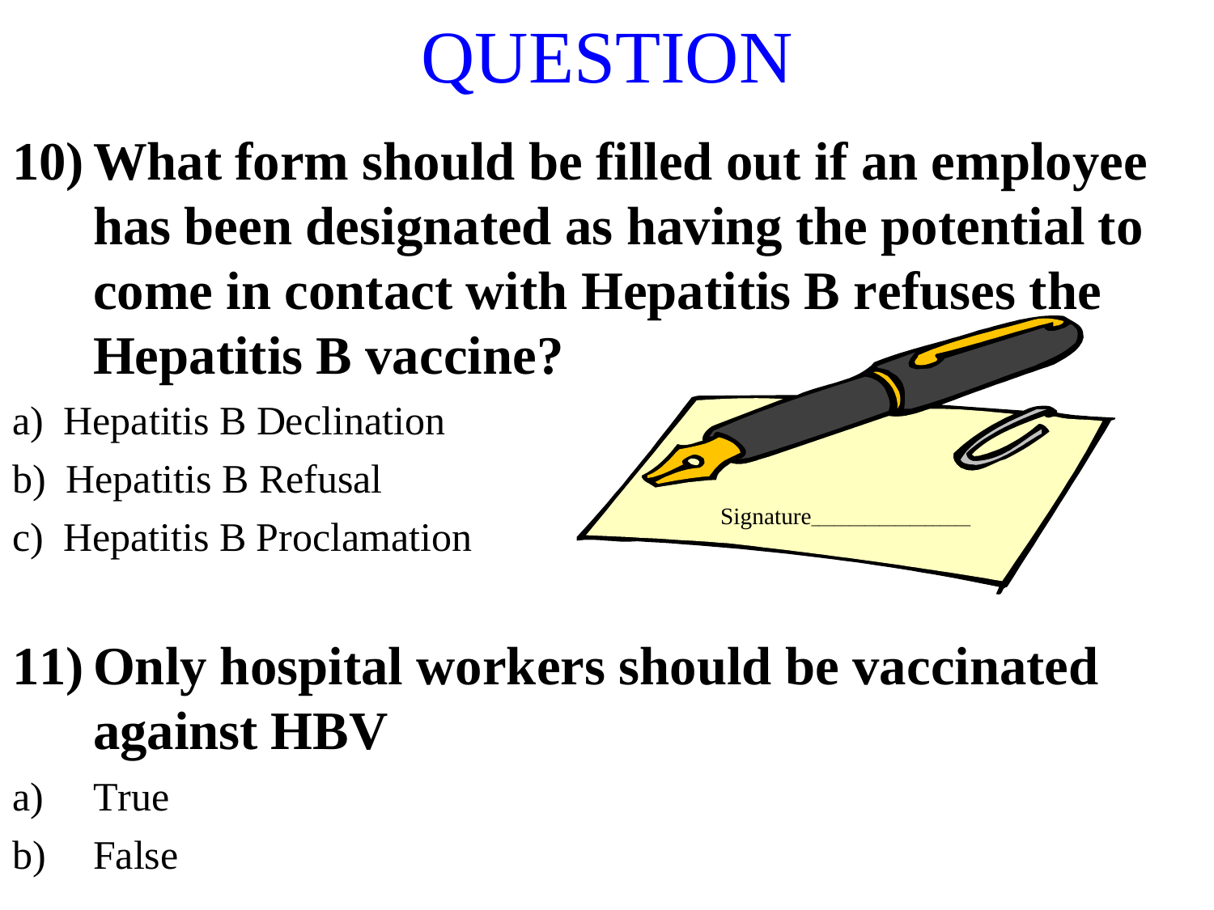# QUESTION

**10) What form should be filled out if an employee has been designated as having the potential to come in contact with Hepatitis B refuses the Hepatitis B vaccine?**

a) Hepatitis B Declination

b) Hepatitis B Refusal

c) Hepatitis B Proclamation

**11) Only hospital workers should be vaccinated against HBV**

a) True

b) False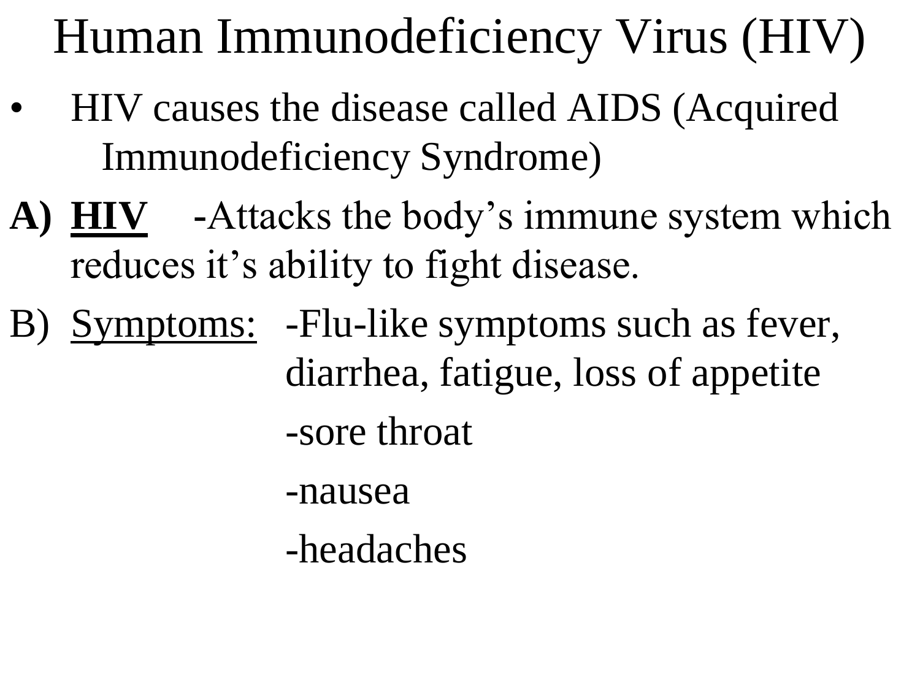# Human Immunodeficiency Virus (HIV)

- HIV causes the disease called AIDS (Acquired Immunodeficiency Syndrome)

**A)** **<u>HIV</u>** -Attacks the body's immune system which reduces it's ability to fight disease.

B) <u>Symptoms:</u> -Flu-like symptoms such as fever, diarrhea, fatigue, loss of appetite

-sore throat

-nausea

-headaches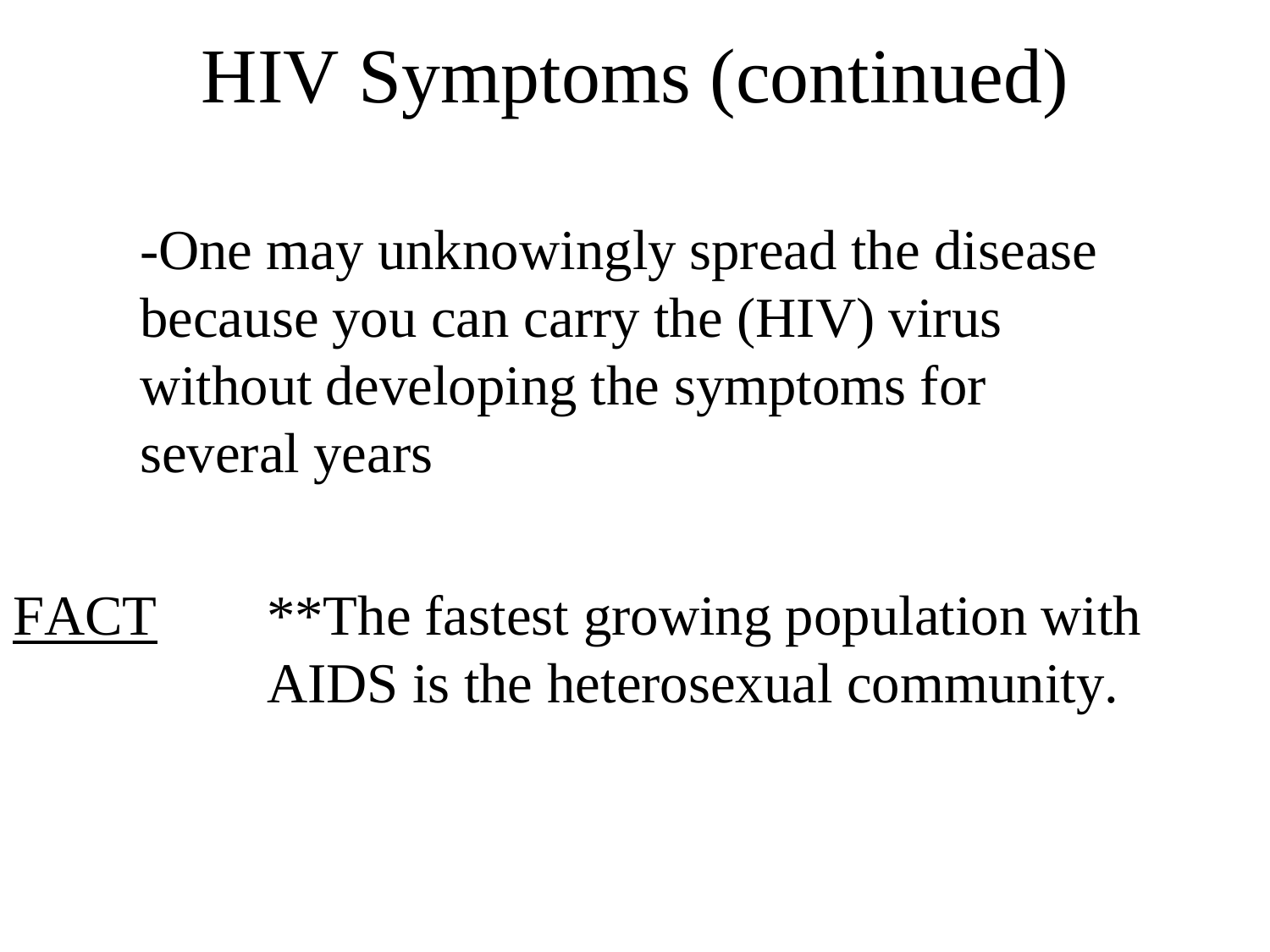# HIV Symptoms (continued)

-One may unknowingly spread the disease because you can carry the (HIV) virus without developing the symptoms for several years

FACT **The fastest growing population with AIDS is the heterosexual community.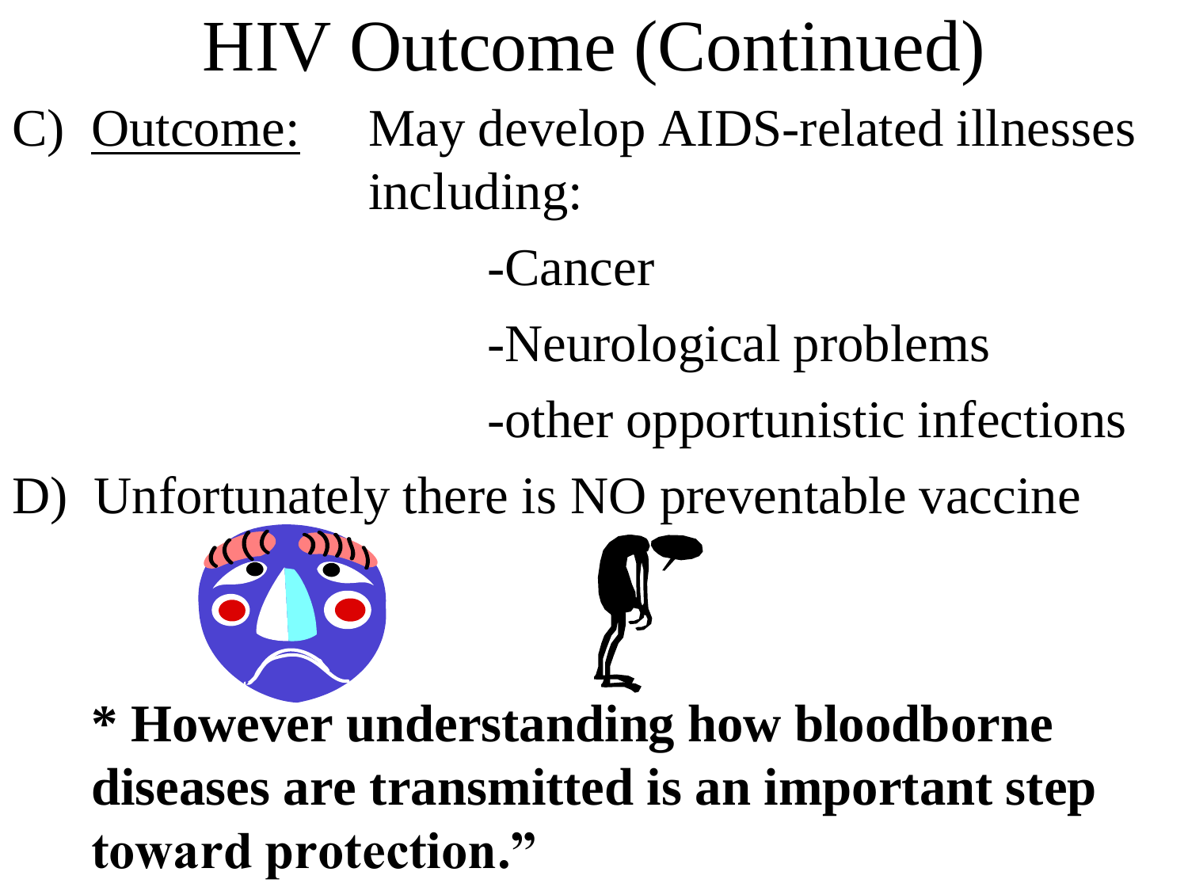# HIV Outcome (Continued)

C) <u>Outcome:</u> May develop AIDS-related illnesses including:

- -Cancer
- -Neurological problems
- -other opportunistic infections

D) Unfortunately there is NO preventable vaccine

**\* However understanding how bloodborne diseases are transmitted is an important step toward protection."**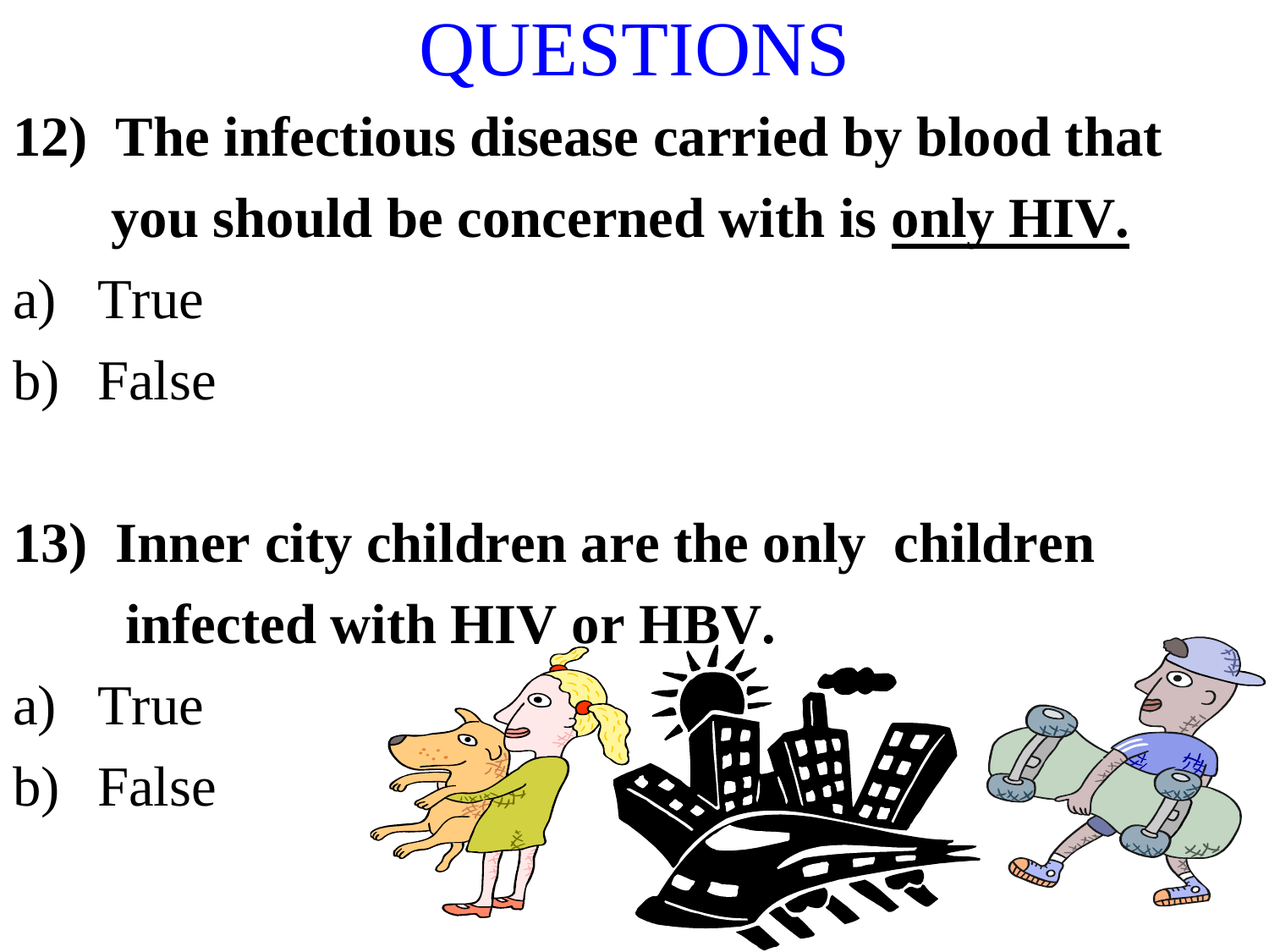# QUESTIONS

**12) The infectious disease carried by blood that you should be concerned with is <u>only HIV.</u>**

a) True

b) False

**13) Inner city children are the only children infected with HIV or HBV.**

a) True

b) False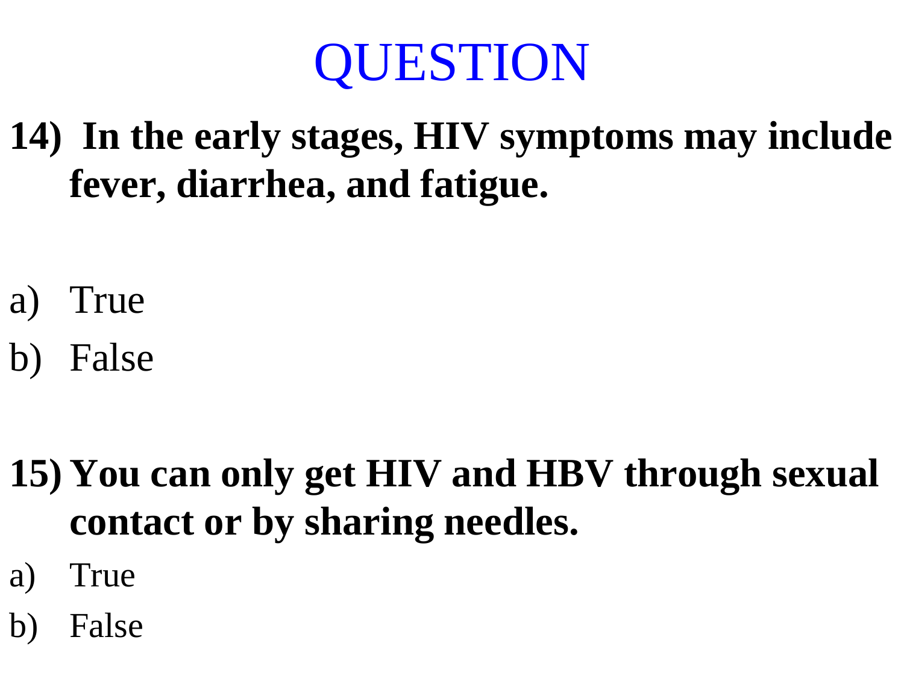# QUESTION

**14) In the early stages, HIV symptoms may include fever, diarrhea, and fatigue.**

a) True

b) False

**15) You can only get HIV and HBV through sexual contact or by sharing needles.**

a) True

b) False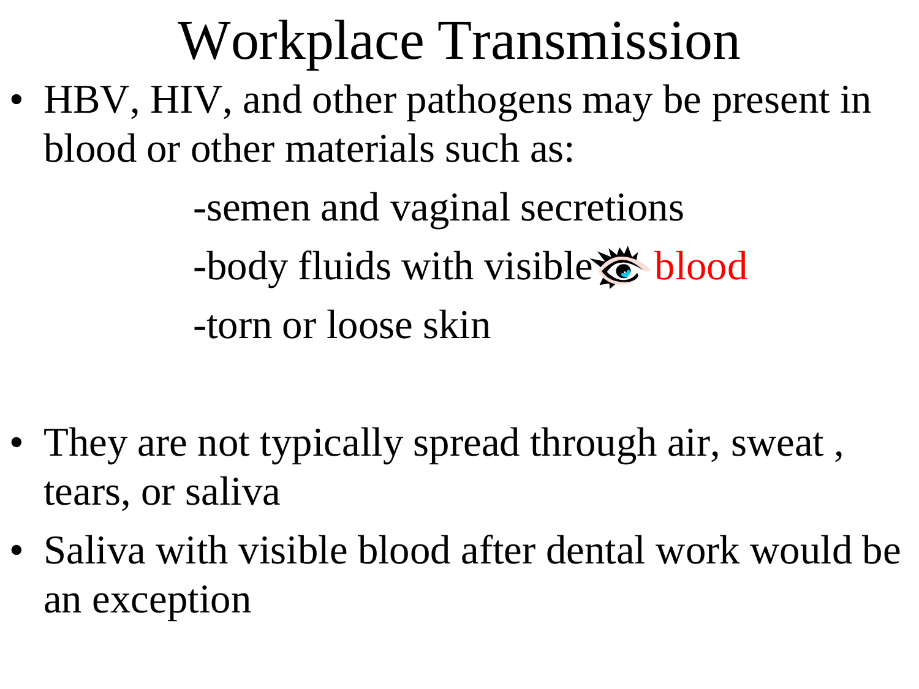# Workplace Transmission

- HBV, HIV, and other pathogens may be present in blood or other materials such as:
  - -semen and vaginal secretions
  - -body fluids with visible blood
  - -torn or loose skin

- They are not typically spread through air, sweat , tears, or saliva
- Saliva with visible blood after dental work would be an exception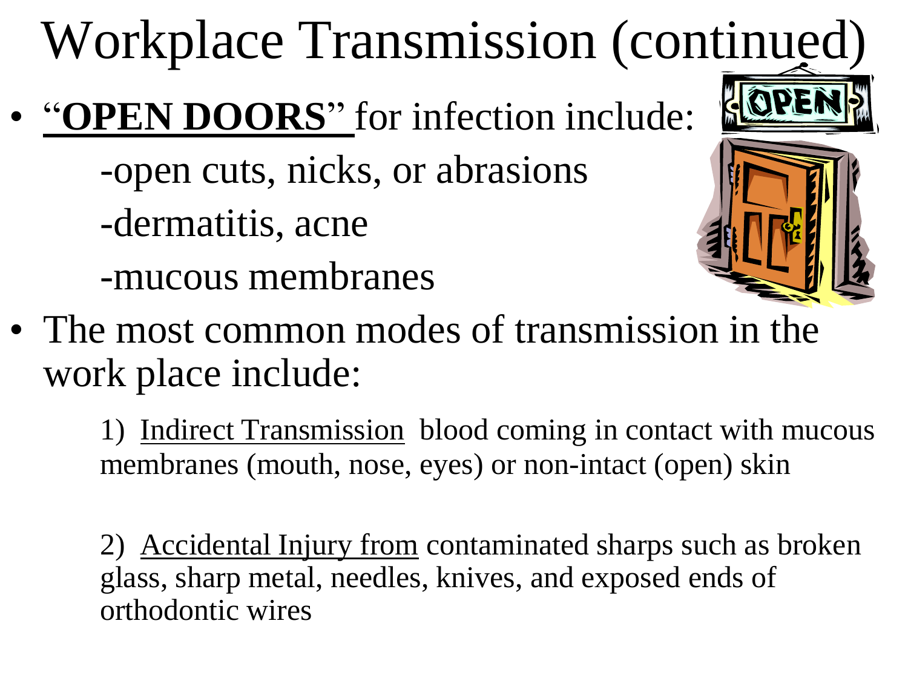# Workplace Transmission (continued)

- "**OPEN DOORS**" for infection include:
  - -open cuts, nicks, or abrasions
  - -dermatitis, acne
  - -mucous membranes
- The most common modes of transmission in the work place include:

  1) Indirect Transmission blood coming in contact with mucous membranes (mouth, nose, eyes) or non-intact (open) skin

  2) Accidental Injury from contaminated sharps such as broken glass, sharp metal, needles, knives, and exposed ends of orthodontic wires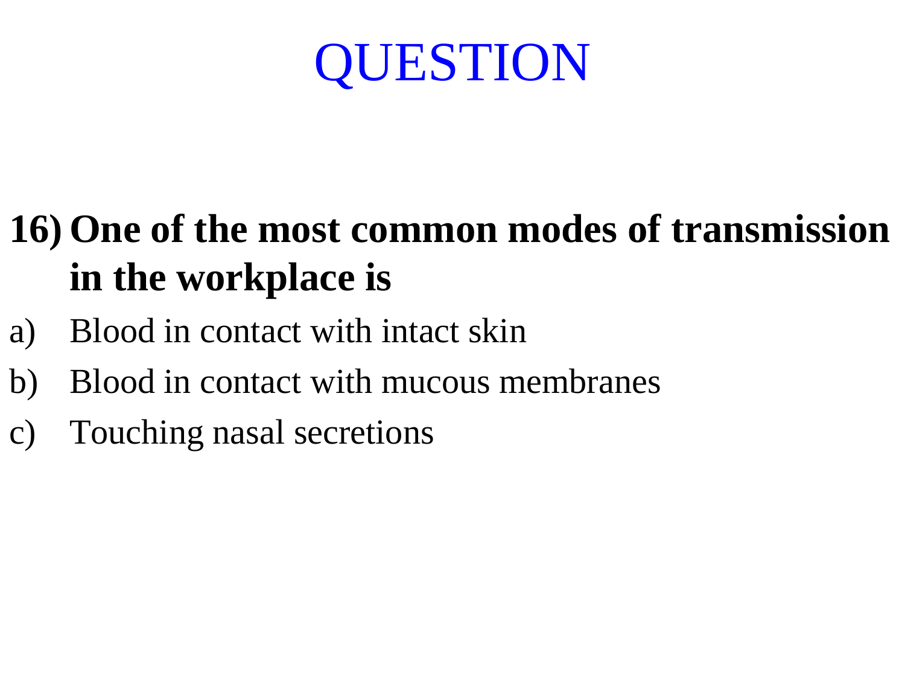# QUESTION

**16) One of the most common modes of transmission in the workplace is**

a) Blood in contact with intact skin

b) Blood in contact with mucous membranes

c) Touching nasal secretions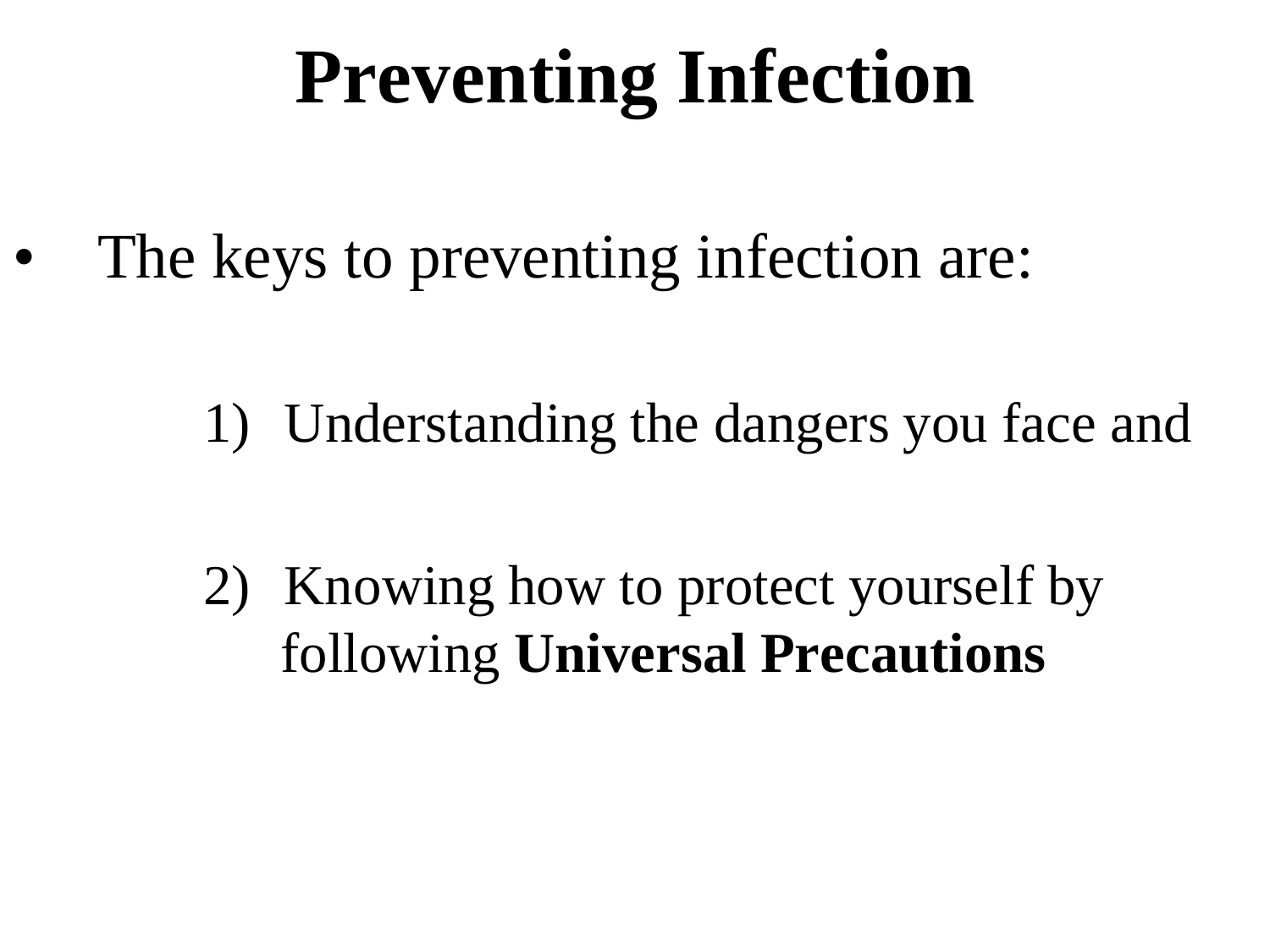# Preventing Infection

- The keys to preventing infection are:

  1) Understanding the dangers you face and

  2) Knowing how to protect yourself by following **Universal Precautions**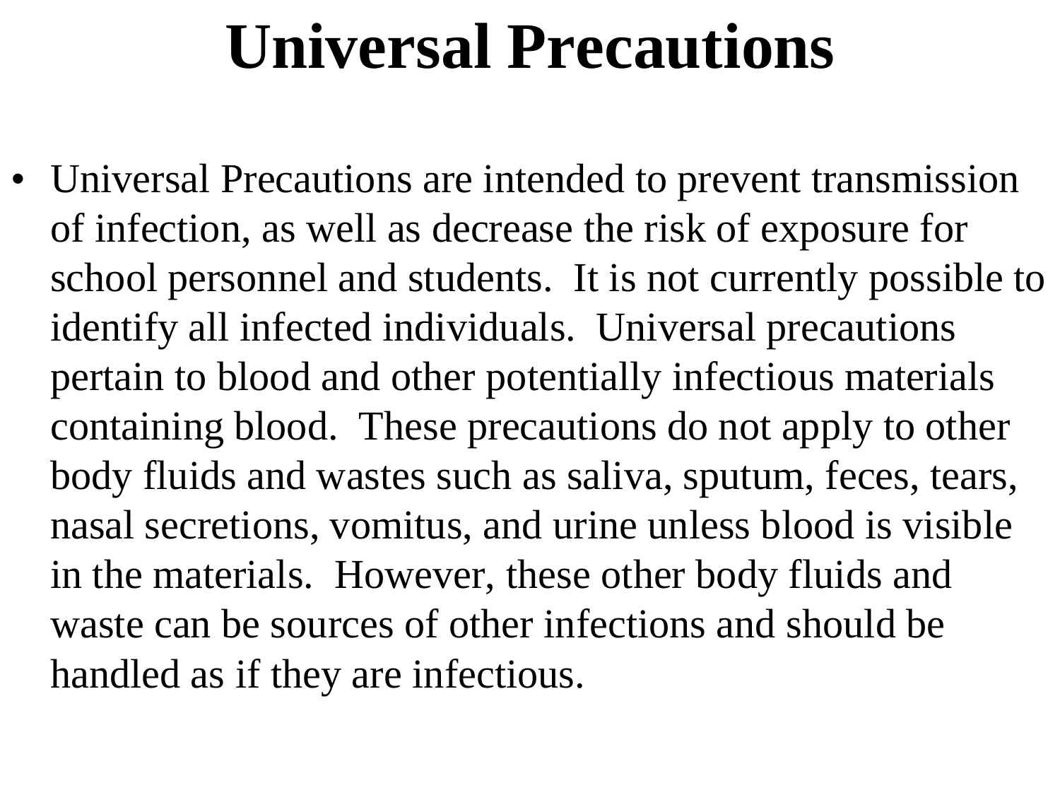# Universal Precautions

- Universal Precautions are intended to prevent transmission of infection, as well as decrease the risk of exposure for school personnel and students. It is not currently possible to identify all infected individuals. Universal precautions pertain to blood and other potentially infectious materials containing blood. These precautions do not apply to other body fluids and wastes such as saliva, sputum, feces, tears, nasal secretions, vomitus, and urine unless blood is visible in the materials. However, these other body fluids and waste can be sources of other infections and should be handled as if they are infectious.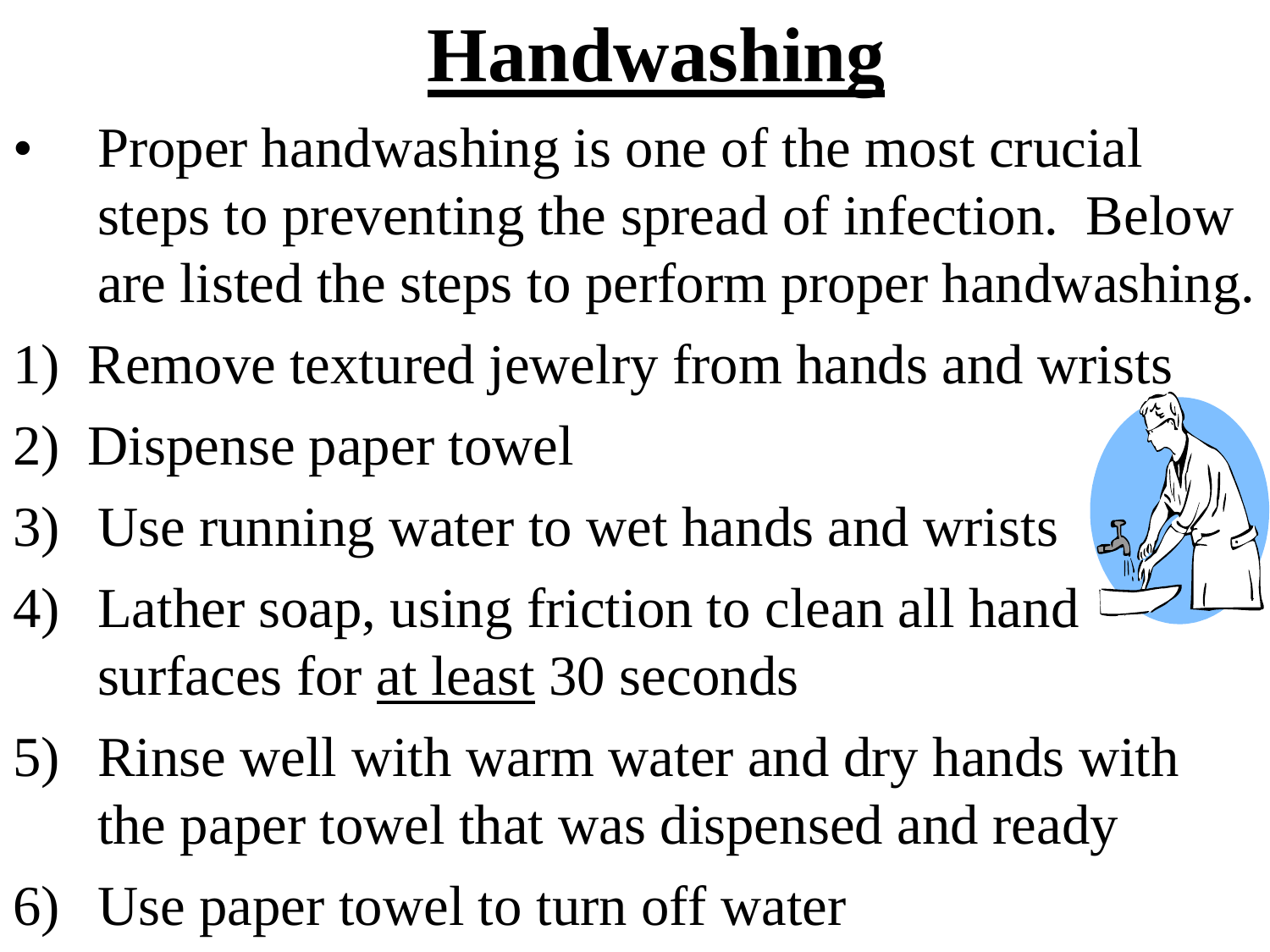# Handwashing

- Proper handwashing is one of the most crucial steps to preventing the spread of infection. Below are listed the steps to perform proper handwashing.

1) Remove textured jewelry from hands and wrists
2) Dispense paper towel
3) Use running water to wet hands and wrists
4) Lather soap, using friction to clean all hand surfaces for at least 30 seconds
5) Rinse well with warm water and dry hands with the paper towel that was dispensed and ready
6) Use paper towel to turn off water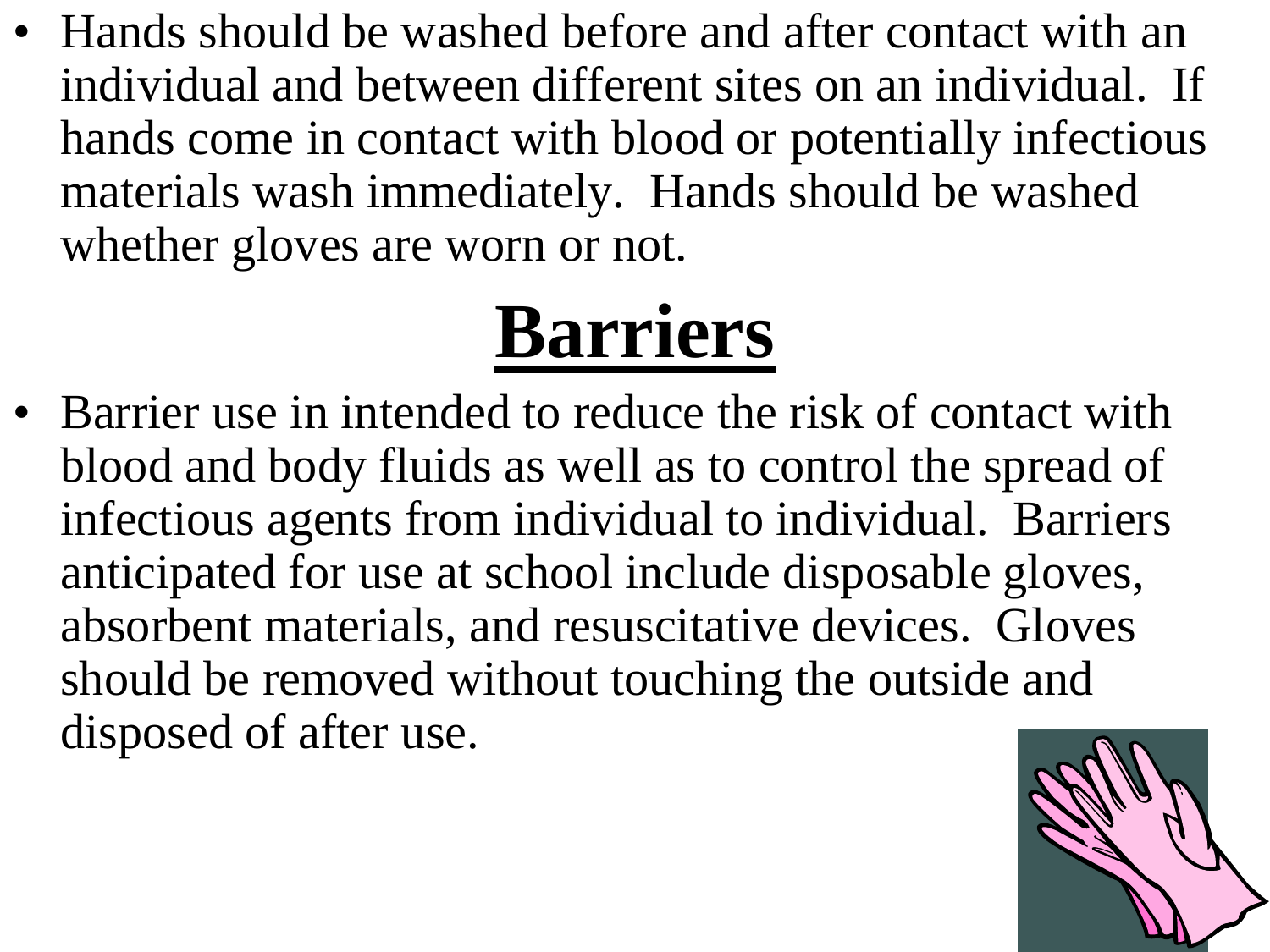- Hands should be washed before and after contact with an individual and between different sites on an individual. If hands come in contact with blood or potentially infectious materials wash immediately. Hands should be washed whether gloves are worn or not.

# Barriers

- Barrier use in intended to reduce the risk of contact with blood and body fluids as well as to control the spread of infectious agents from individual to individual. Barriers anticipated for use at school include disposable gloves, absorbent materials, and resuscitative devices. Gloves should be removed without touching the outside and disposed of after use.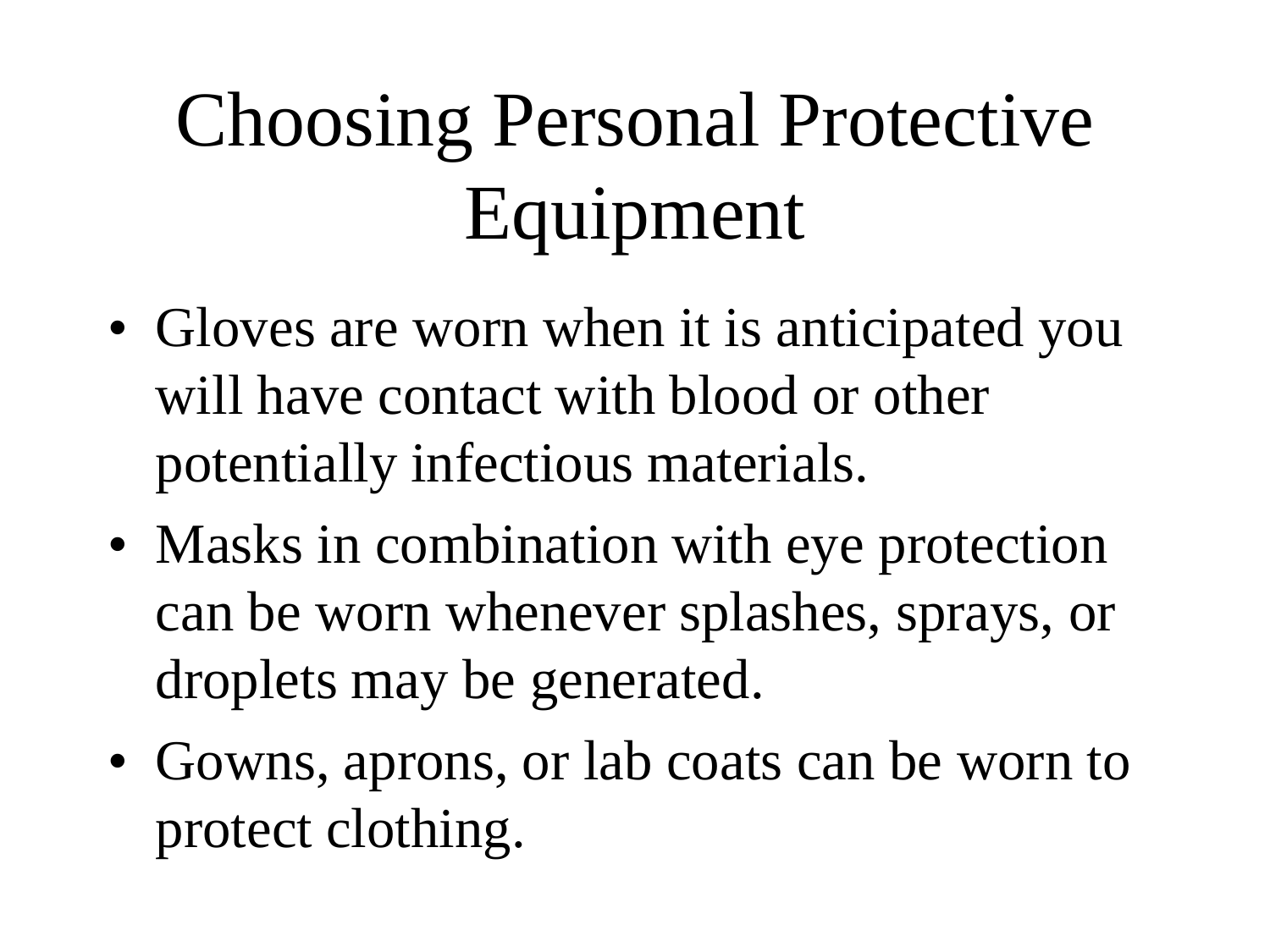# Choosing Personal Protective Equipment

- Gloves are worn when it is anticipated you will have contact with blood or other potentially infectious materials.
- Masks in combination with eye protection can be worn whenever splashes, sprays, or droplets may be generated.
- Gowns, aprons, or lab coats can be worn to protect clothing.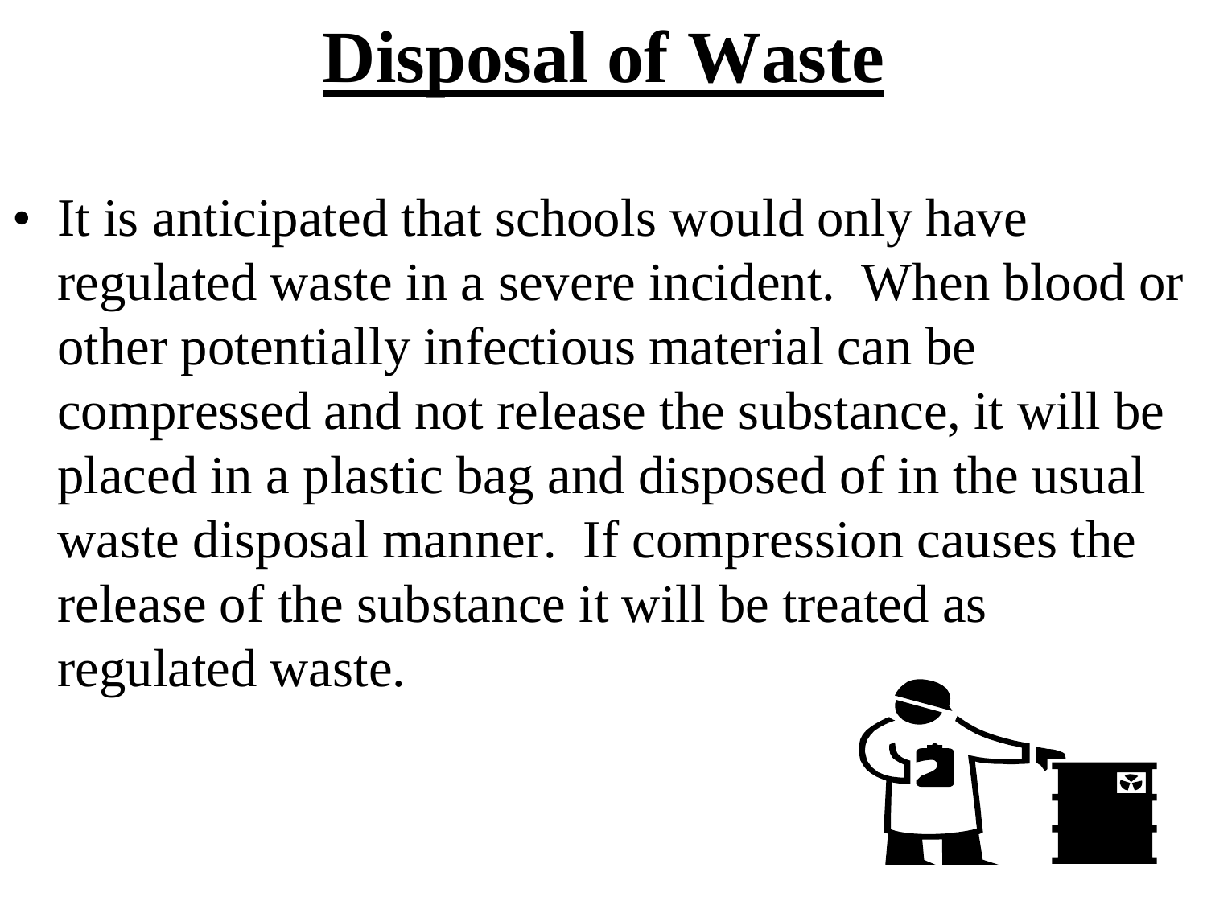# Disposal of Waste

- It is anticipated that schools would only have regulated waste in a severe incident. When blood or other potentially infectious material can be compressed and not release the substance, it will be placed in a plastic bag and disposed of in the usual waste disposal manner. If compression causes the release of the substance it will be treated as regulated waste.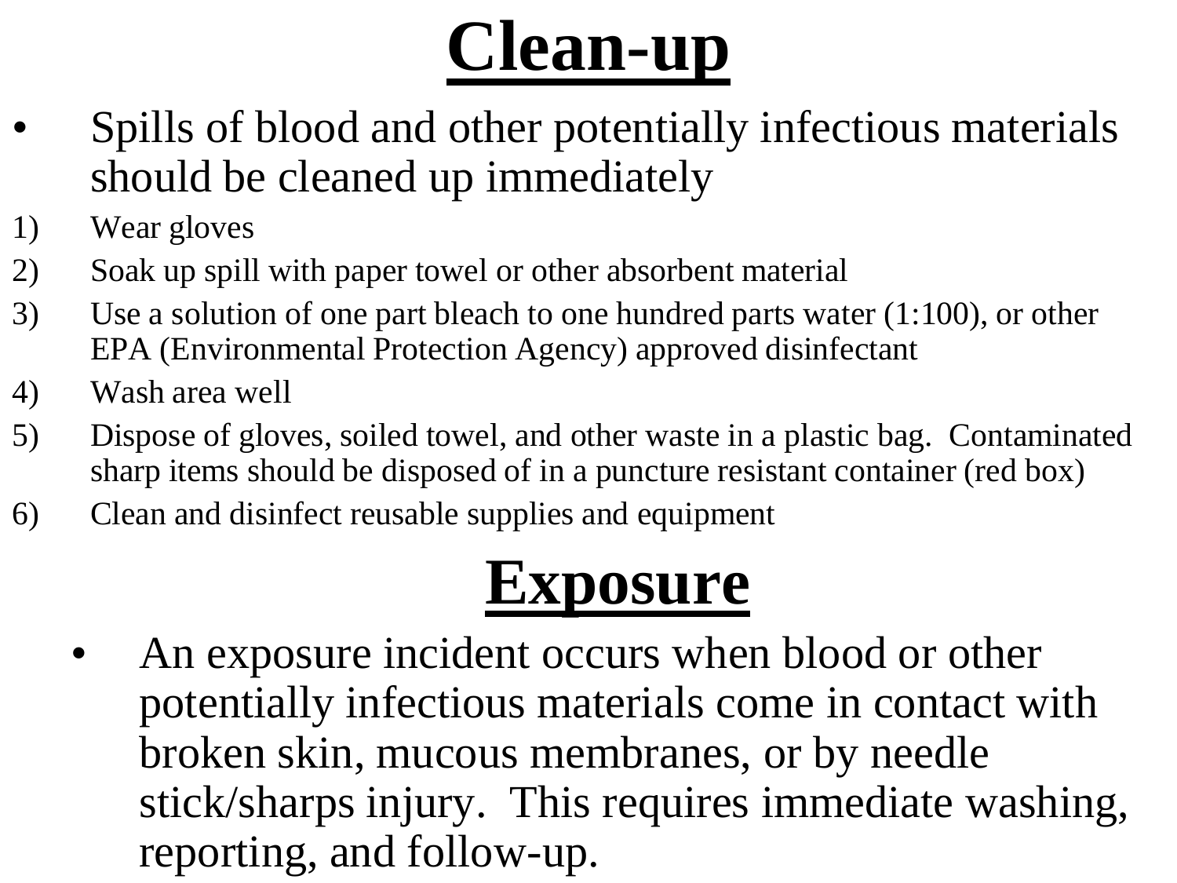# Clean-up

- Spills of blood and other potentially infectious materials should be cleaned up immediately

1) Wear gloves
2) Soak up spill with paper towel or other absorbent material
3) Use a solution of one part bleach to one hundred parts water (1:100), or other EPA (Environmental Protection Agency) approved disinfectant
4) Wash area well
5) Dispose of gloves, soiled towel, and other waste in a plastic bag. Contaminated sharp items should be disposed of in a puncture resistant container (red box)
6) Clean and disinfect reusable supplies and equipment

# Exposure

- An exposure incident occurs when blood or other potentially infectious materials come in contact with broken skin, mucous membranes, or by needle stick/sharps injury. This requires immediate washing, reporting, and follow-up.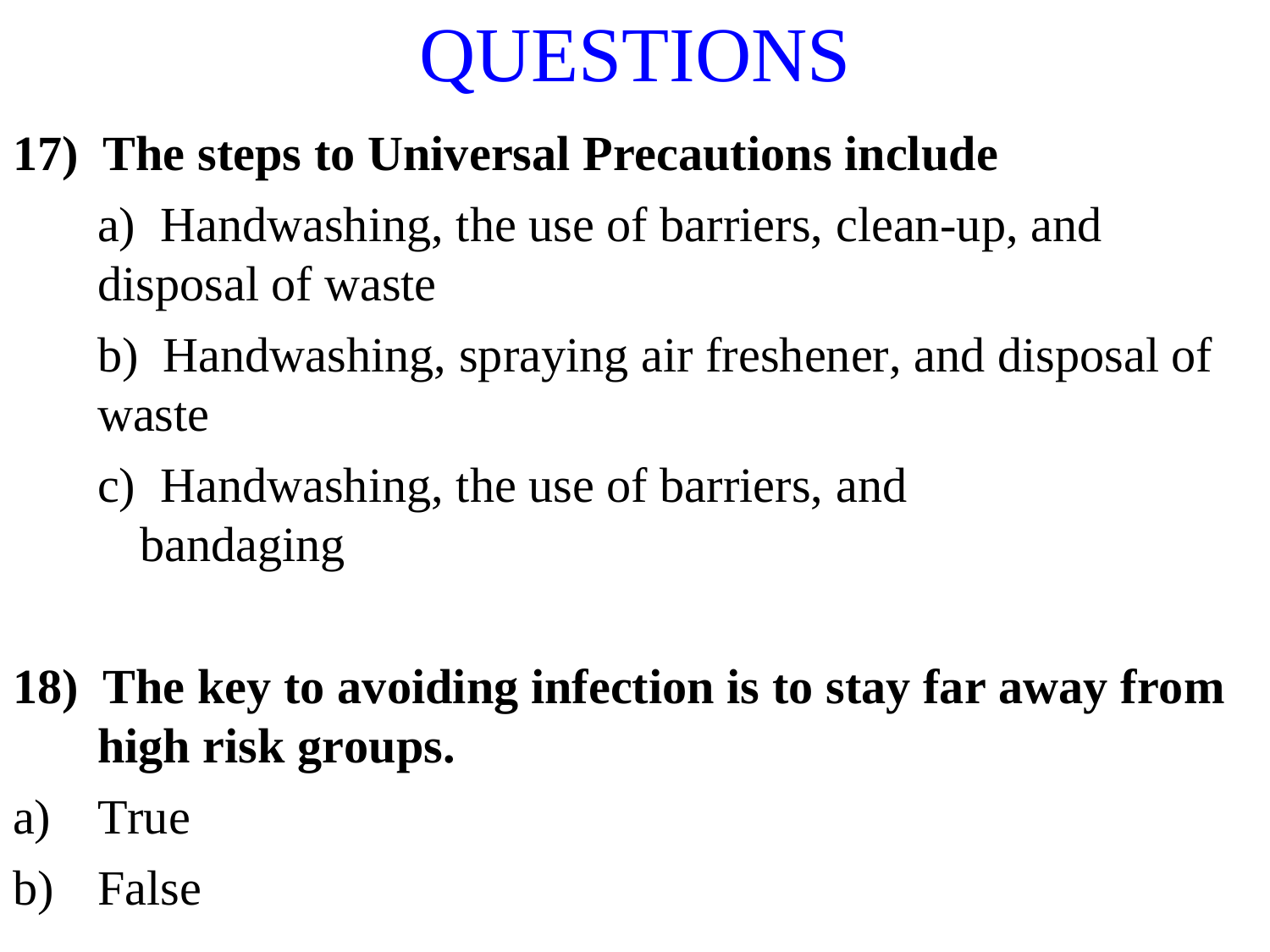# QUESTIONS

**17) The steps to Universal Precautions include**

a) Handwashing, the use of barriers, clean-up, and disposal of waste

b) Handwashing, spraying air freshener, and disposal of waste

c) Handwashing, the use of barriers, and bandaging

**18) The key to avoiding infection is to stay far away from high risk groups.**

a) True

b) False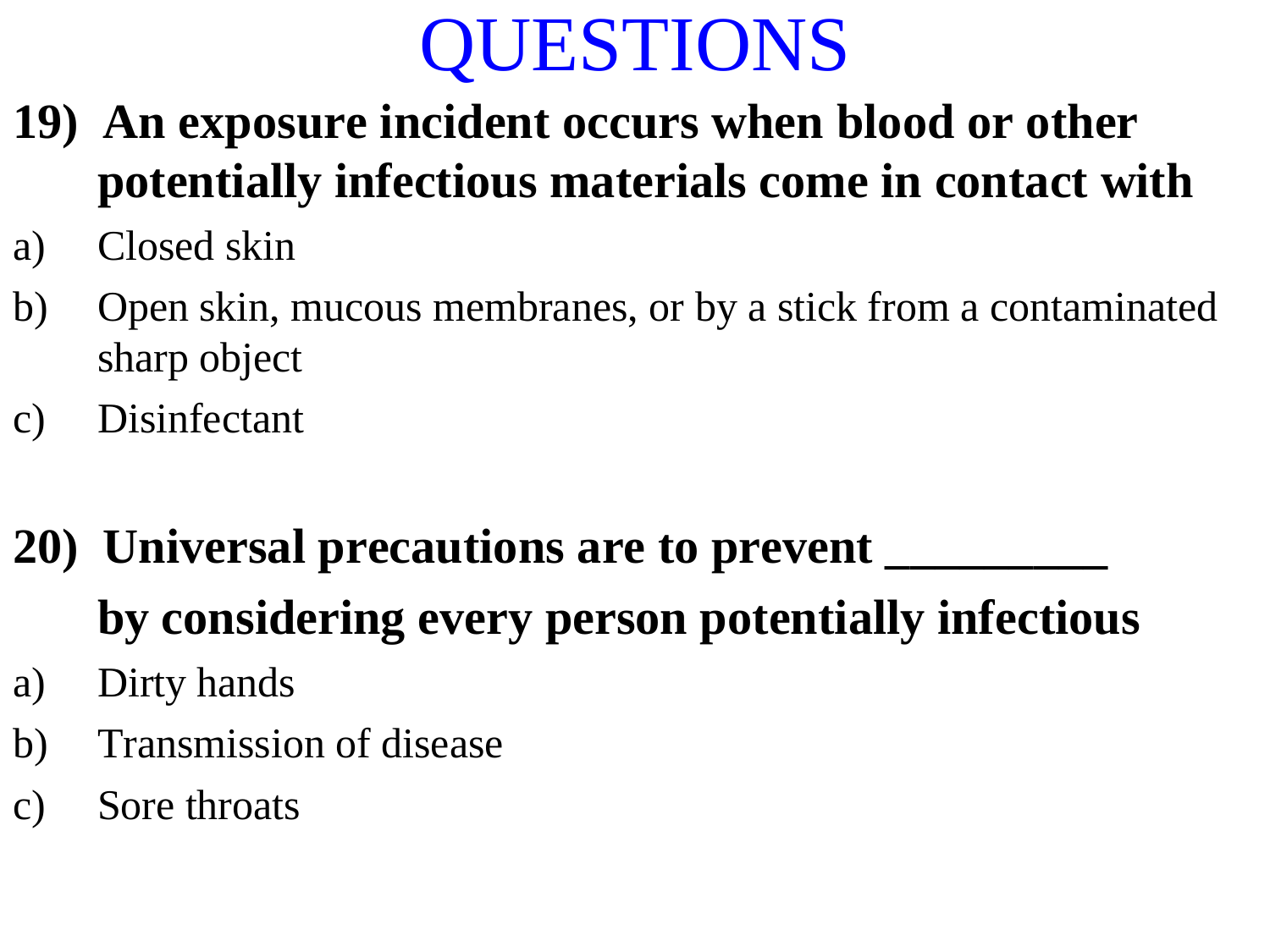# QUESTIONS

**19) An exposure incident occurs when blood or other potentially infectious materials come in contact with**

a) Closed skin

b) Open skin, mucous membranes, or by a stick from a contaminated sharp object

c) Disinfectant

**20) Universal precautions are to prevent _________ by considering every person potentially infectious**

a) Dirty hands

b) Transmission of disease

c) Sore throats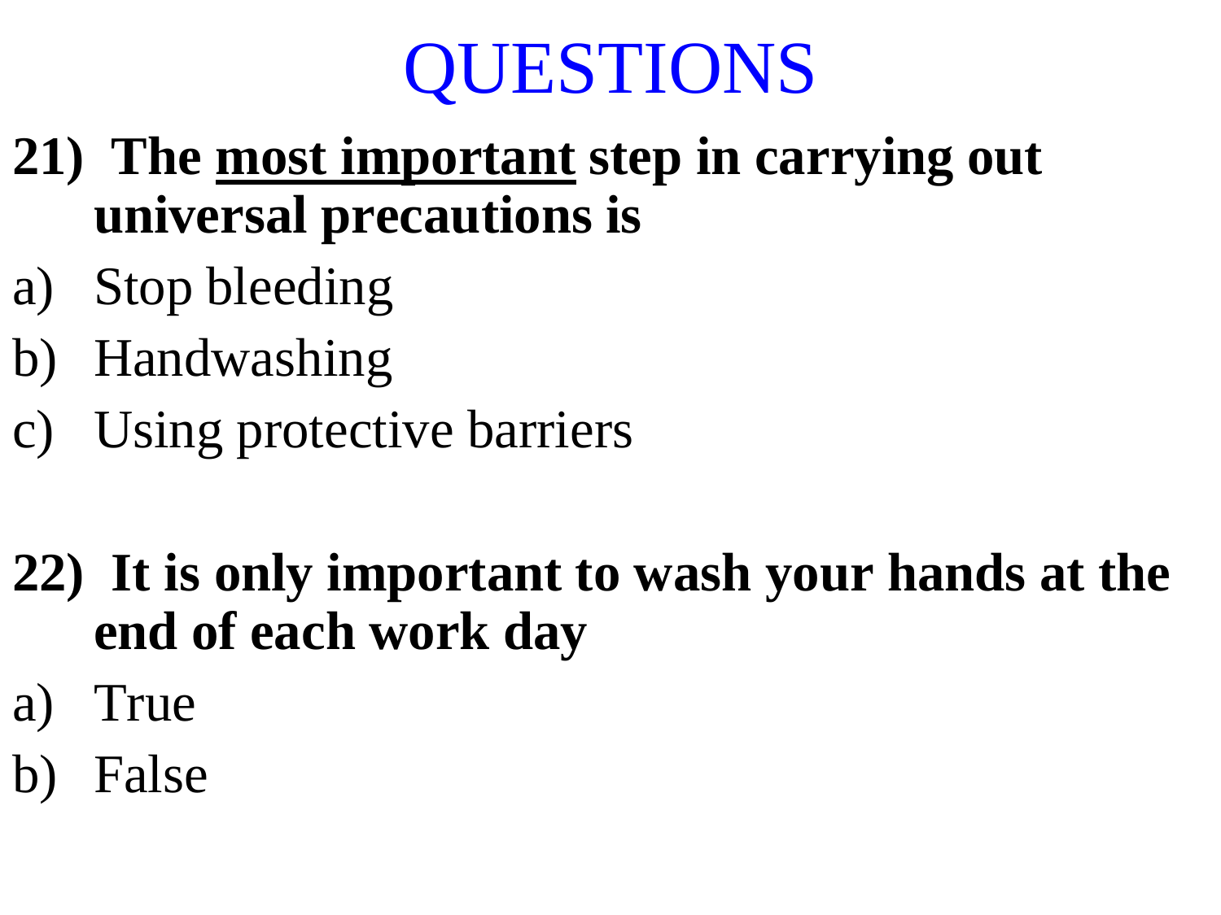# QUESTIONS

**21) The <u>most important</u> step in carrying out universal precautions is**

a) Stop bleeding
b) Handwashing
c) Using protective barriers

**22) It is only important to wash your hands at the end of each work day**

a) True
b) False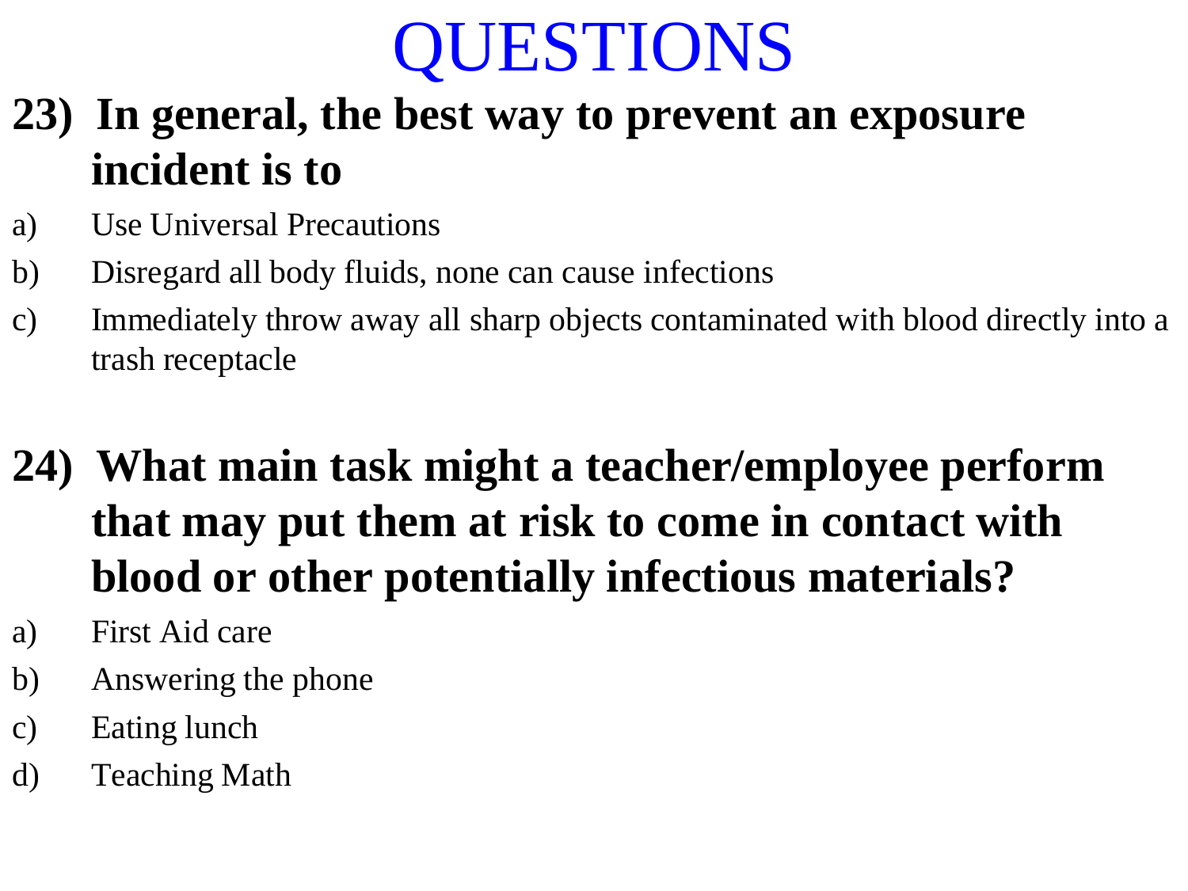# QUESTIONS

**23) In general, the best way to prevent an exposure incident is to**

a) Use Universal Precautions

b) Disregard all body fluids, none can cause infections

c) Immediately throw away all sharp objects contaminated with blood directly into a trash receptacle

**24) What main task might a teacher/employee perform that may put them at risk to come in contact with blood or other potentially infectious materials?**

a) First Aid care

b) Answering the phone

c) Eating lunch

d) Teaching Math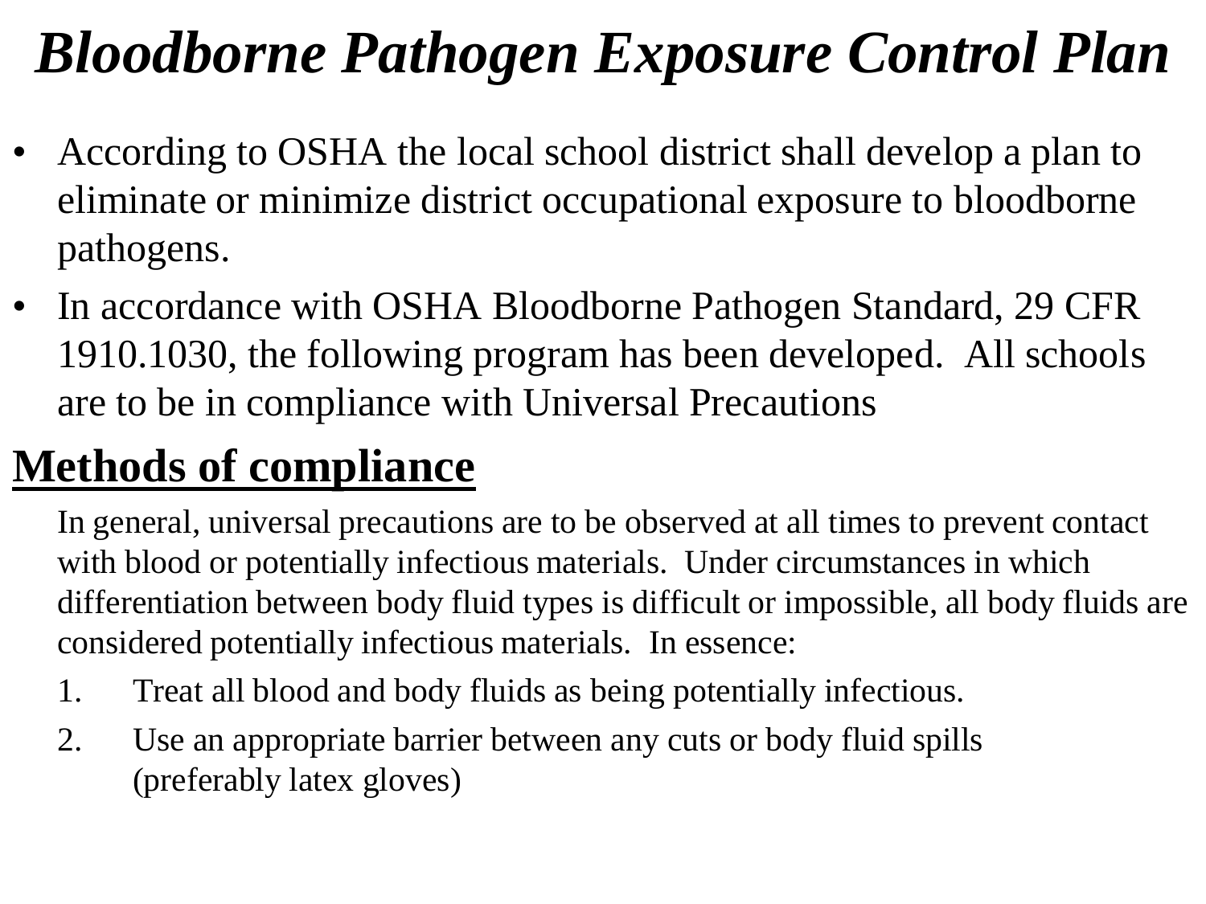# *Bloodborne Pathogen Exposure Control Plan*

- According to OSHA the local school district shall develop a plan to eliminate or minimize district occupational exposure to bloodborne pathogens.
- In accordance with OSHA Bloodborne Pathogen Standard, 29 CFR 1910.1030, the following program has been developed. All schools are to be in compliance with Universal Precautions

## Methods of compliance

In general, universal precautions are to be observed at all times to prevent contact with blood or potentially infectious materials. Under circumstances in which differentiation between body fluid types is difficult or impossible, all body fluids are considered potentially infectious materials. In essence:

1. Treat all blood and body fluids as being potentially infectious.
2. Use an appropriate barrier between any cuts or body fluid spills (preferably latex gloves)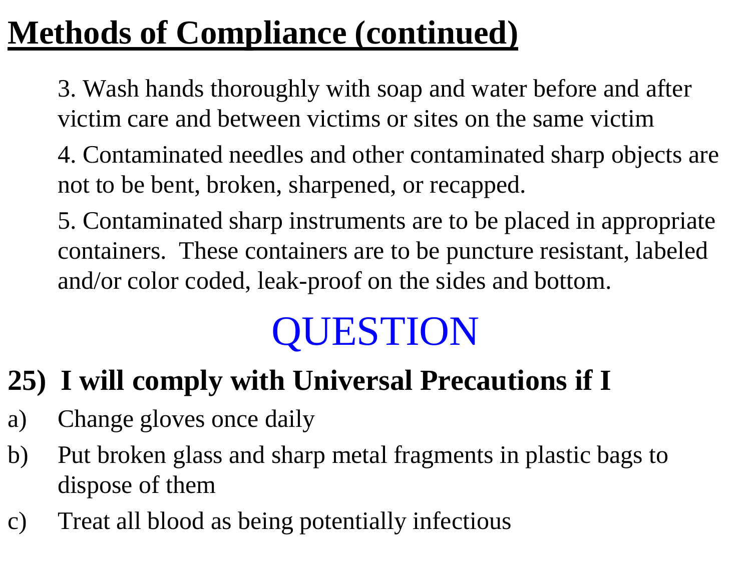# Methods of Compliance (continued)

3. Wash hands thoroughly with soap and water before and after victim care and between victims or sites on the same victim
4. Contaminated needles and other contaminated sharp objects are not to be bent, broken, sharpened, or recapped.
5. Contaminated sharp instruments are to be placed in appropriate containers. These containers are to be puncture resistant, labeled and/or color coded, leak-proof on the sides and bottom.

## QUESTION

**25) I will comply with Universal Precautions if I**

a) Change gloves once daily

b) Put broken glass and sharp metal fragments in plastic bags to dispose of them

c) Treat all blood as being potentially infectious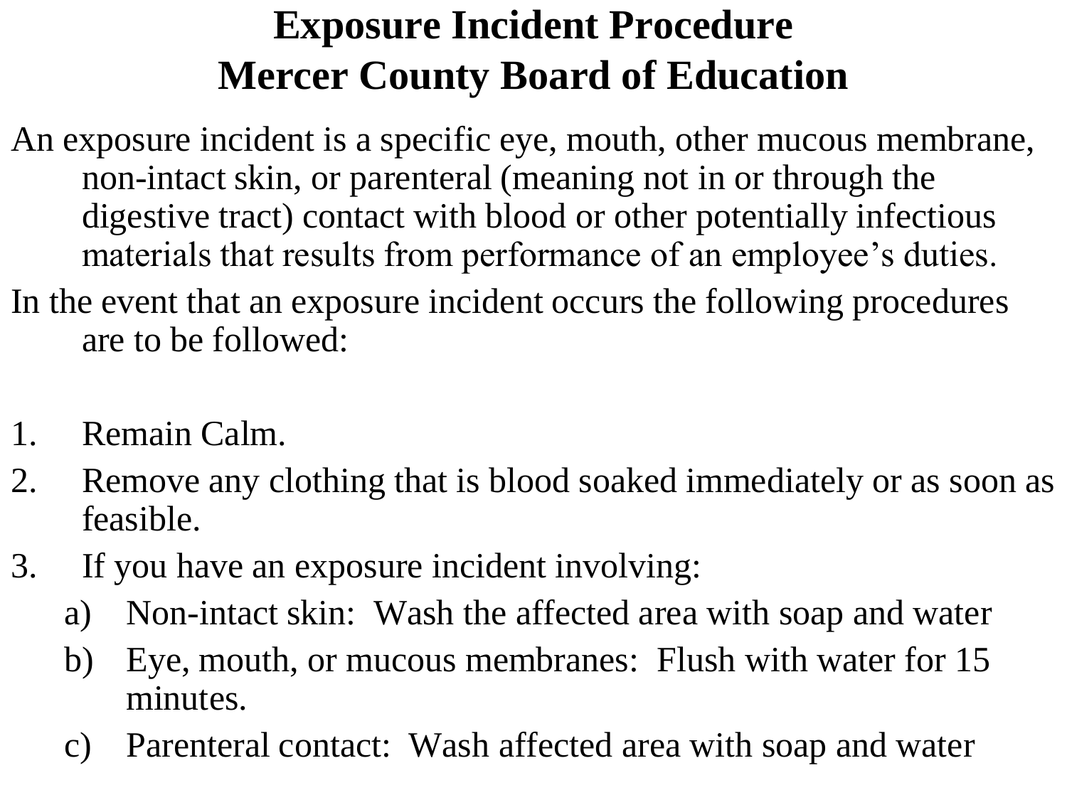# Exposure Incident Procedure
# Mercer County Board of Education

An exposure incident is a specific eye, mouth, other mucous membrane, non-intact skin, or parenteral (meaning not in or through the digestive tract) contact with blood or other potentially infectious materials that results from performance of an employee's duties.

In the event that an exposure incident occurs the following procedures are to be followed:

1. Remain Calm.
2. Remove any clothing that is blood soaked immediately or as soon as feasible.
3. If you have an exposure incident involving:
   a) Non-intact skin: Wash the affected area with soap and water
   b) Eye, mouth, or mucous membranes: Flush with water for 15 minutes.
   c) Parenteral contact: Wash affected area with soap and water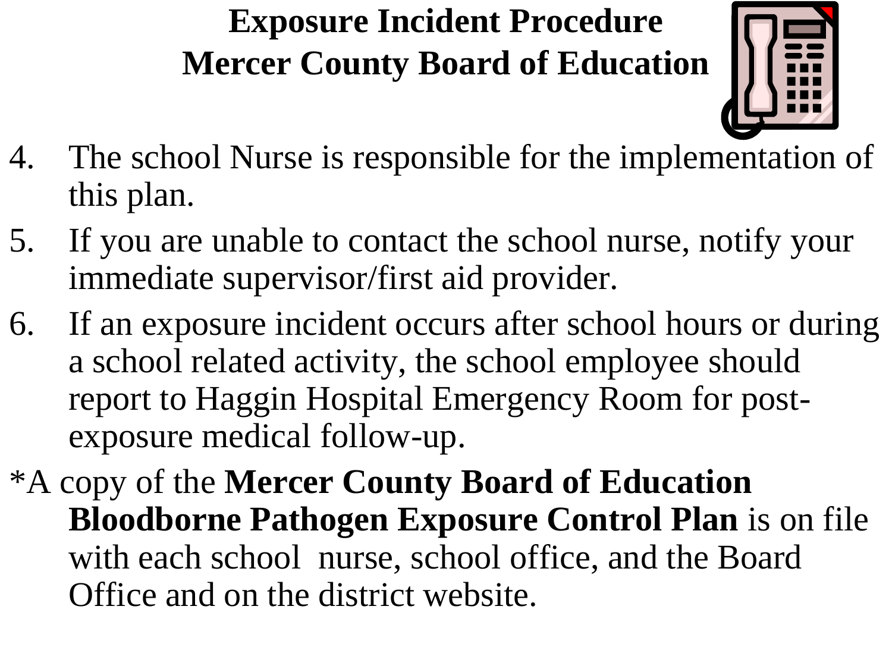# Exposure Incident Procedure
# Mercer County Board of Education

4. The school Nurse is responsible for the implementation of this plan.
5. If you are unable to contact the school nurse, notify your immediate supervisor/first aid provider.
6. If an exposure incident occurs after school hours or during a school related activity, the school employee should report to Haggin Hospital Emergency Room for post-exposure medical follow-up.

*A copy of the **Mercer County Board of Education Bloodborne Pathogen Exposure Control Plan** is on file with each school nurse, school office, and the Board Office and on the district website.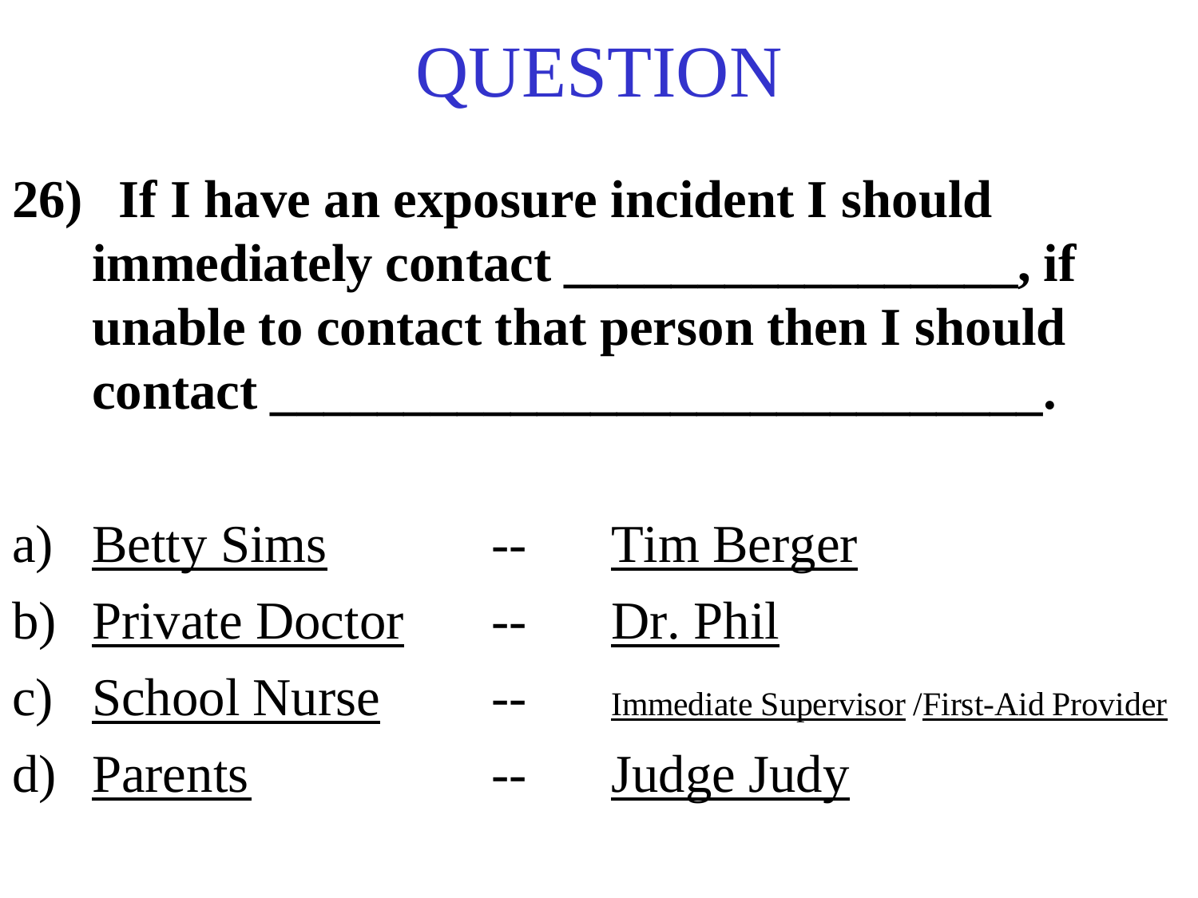# QUESTION

**26) If I have an exposure incident I should immediately contact _________________, if unable to contact that person then I should contact _____________________________.**

a) Betty Sims -- Tim Berger

b) Private Doctor -- Dr. Phil

c) School Nurse -- Immediate Supervisor /First-Aid Provider

d) Parents -- Judge Judy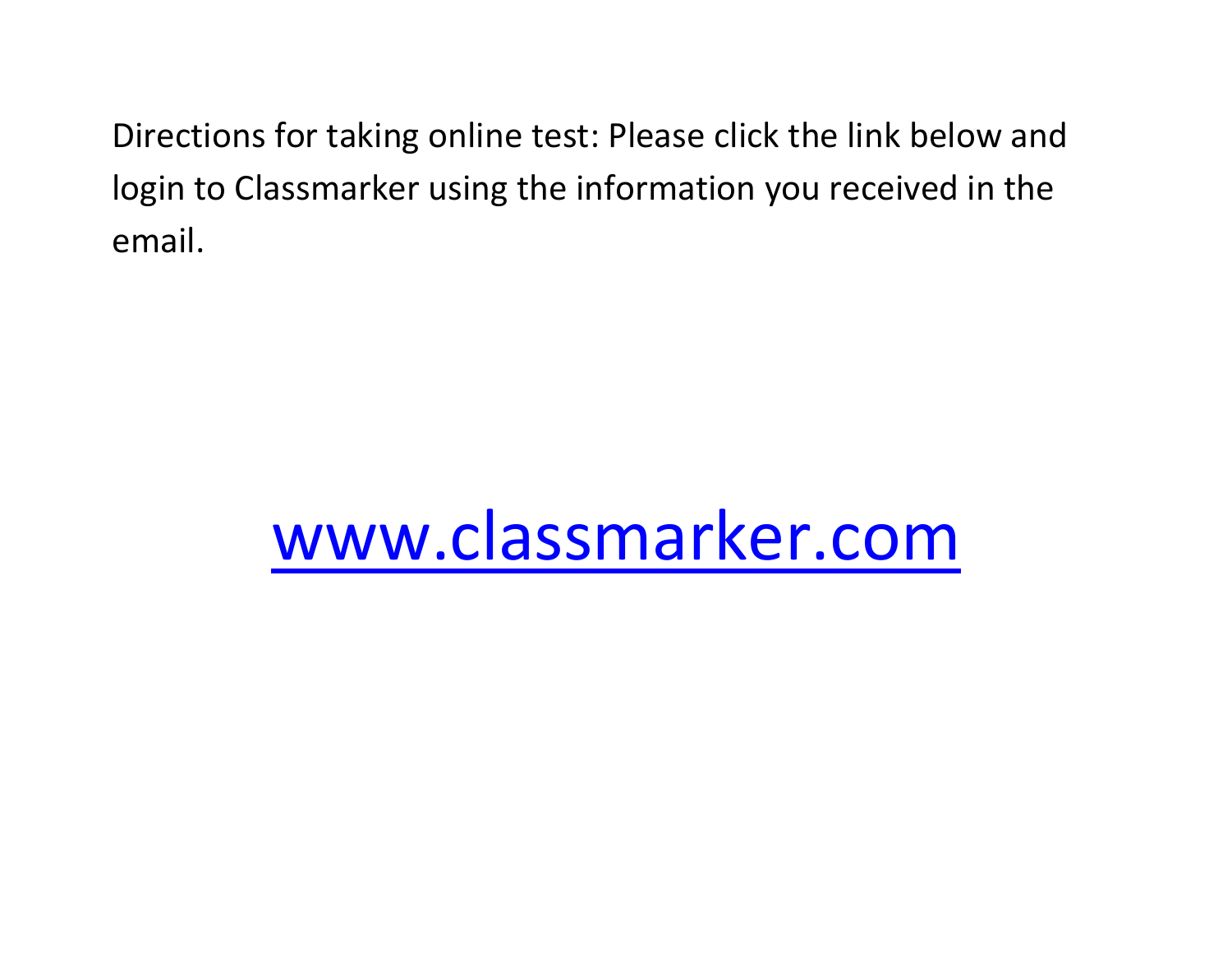Directions for taking online test: Please click the link below and login to Classmarker using the information you received in the email.

[www.classmarker.com](http://www.classmarker.com)